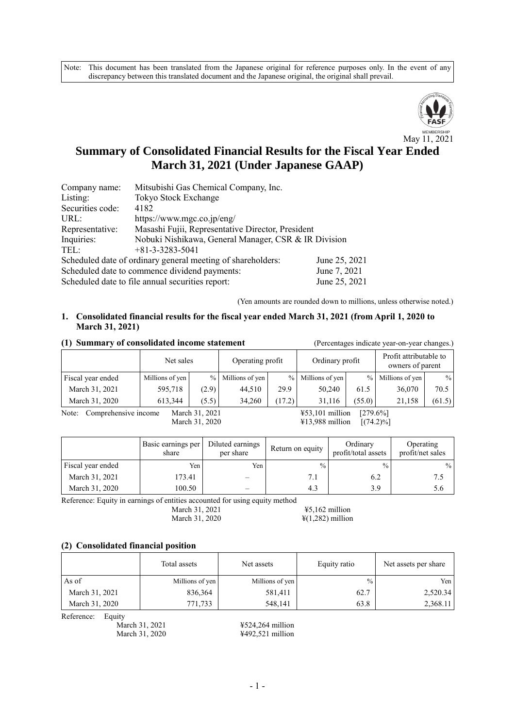Note: This document has been translated from the Japanese original for reference purposes only. In the event of any discrepancy between this translated document and the Japanese original, the original shall prevail.

May 11, 2021

# Summary of Consolidated Financial Results for the Fiscal Year Ended March 31, 2021 (Under Japanese GAAP)

| | | |
|---|---|---|
| Company name: | Mitsubishi Gas Chemical Company, Inc. | |
| Listing: | Tokyo Stock Exchange | |
| Securities code: | 4182 | |
| URL: | https://www.mgc.co.jp/eng/ | |
| Representative: | Masashi Fujii, Representative Director, President | |
| Inquiries: | Nobuki Nishikawa, General Manager, CSR & IR Division | |
| TEL: | +81-3-3283-5041 | |
| Scheduled date of ordinary general meeting of shareholders: | | June 25, 2021 |
| Scheduled date to commence dividend payments: | | June 7, 2021 |
| Scheduled date to file annual securities report: | | June 25, 2021 |

(Yen amounts are rounded down to millions, unless otherwise noted.)

## 1. Consolidated financial results for the fiscal year ended March 31, 2021 (from April 1, 2020 to March 31, 2021)

### (1) Summary of consolidated income statement

(Percentages indicate year-on-year changes.)

| | Net sales | | Operating profit | | Ordinary profit | | Profit attributable to owners of parent | |
|---|---|---|---|---|---|---|---|---|
| Fiscal year ended | Millions of yen | % | Millions of yen | % | Millions of yen | % | Millions of yen | % |
| March 31, 2021 | 595,718 | (2.9) | 44,510 | 29.9 | 50,240 | 61.5 | 36,070 | 70.5 |
| March 31, 2020 | 613,344 | (5.5) | 34,260 | (17.2) | 31,116 | (55.0) | 21,158 | (61.5) |

Note: Comprehensive income March 31, 2021 ¥53,101 million [279.6%]
March 31, 2020 ¥13,988 million [(74.2)%]

| | Basic earnings per share | Diluted earnings per share | Return on equity | Ordinary profit/total assets | Operating profit/net sales |
|---|---|---|---|---|---|
| Fiscal year ended | Yen | Yen | % | % | % |
| March 31, 2021 | 173.41 | – | 7.1 | 6.2 | 7.5 |
| March 31, 2020 | 100.50 | – | 4.3 | 3.9 | 5.6 |

Reference: Equity in earnings of entities accounted for using equity method
March 31, 2021 ¥5,162 million
March 31, 2020 ¥(1,282) million

### (2) Consolidated financial position

| | Total assets | Net assets | Equity ratio | Net assets per share |
|---|---|---|---|---|
| As of | Millions of yen | Millions of yen | % | Yen |
| March 31, 2021 | 836,364 | 581,411 | 62.7 | 2,520.34 |
| March 31, 2020 | 771,733 | 548,141 | 63.8 | 2,368.11 |

Reference: Equity
March 31, 2021 ¥524,264 million
March 31, 2020 ¥492,521 million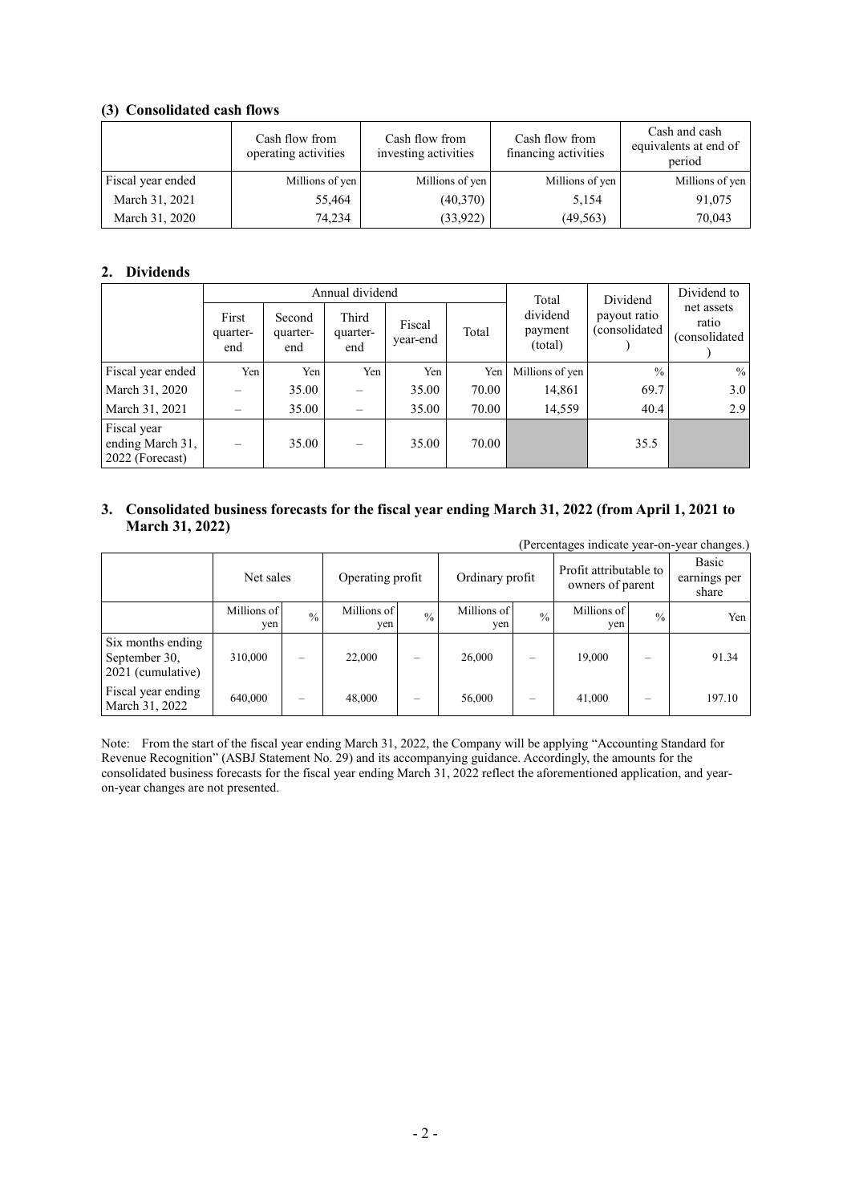### (3) Consolidated cash flows

| | Cash flow from operating activities | Cash flow from investing activities | Cash flow from financing activities | Cash and cash equivalents at end of period |
|---|---|---|---|---|
| Fiscal year ended | Millions of yen | Millions of yen | Millions of yen | Millions of yen |
| March 31, 2021 | 55,464 | (40,370) | 5,154 | 91,075 |
| March 31, 2020 | 74,234 | (33,922) | (49,563) | 70,043 |

## 2. Dividends

| | Annual dividend | | | | | Total dividend payment (total) | Dividend payout ratio (consolidated) | Dividend to net assets ratio (consolidated) |
|---|---|---|---|---|---|---|---|---|
| | First quarter-end | Second quarter-end | Third quarter-end | Fiscal year-end | Total | | | |
| Fiscal year ended | Yen | Yen | Yen | Yen | Yen | Millions of yen | % | % |
| March 31, 2020 | – | 35.00 | – | 35.00 | 70.00 | 14,861 | 69.7 | 3.0 |
| March 31, 2021 | – | 35.00 | – | 35.00 | 70.00 | 14,559 | 40.4 | 2.9 |
| Fiscal year ending March 31, 2022 (Forecast) | – | 35.00 | – | 35.00 | 70.00 | | 35.5 | |

## 3. Consolidated business forecasts for the fiscal year ending March 31, 2022 (from April 1, 2021 to March 31, 2022)

(Percentages indicate year-on-year changes.)

| | Net sales | | Operating profit | | Ordinary profit | | Profit attributable to owners of parent | | Basic earnings per share |
|---|---|---|---|---|---|---|---|---|---|
| | Millions of yen | % | Millions of yen | % | Millions of yen | % | Millions of yen | % | Yen |
| Six months ending September 30, 2021 (cumulative) | 310,000 | – | 22,000 | – | 26,000 | – | 19,000 | – | 91.34 |
| Fiscal year ending March 31, 2022 | 640,000 | – | 48,000 | – | 56,000 | – | 41,000 | – | 197.10 |

Note: From the start of the fiscal year ending March 31, 2022, the Company will be applying "Accounting Standard for Revenue Recognition" (ASBJ Statement No. 29) and its accompanying guidance. Accordingly, the amounts for the consolidated business forecasts for the fiscal year ending March 31, 2022 reflect the aforementioned application, and year-on-year changes are not presented.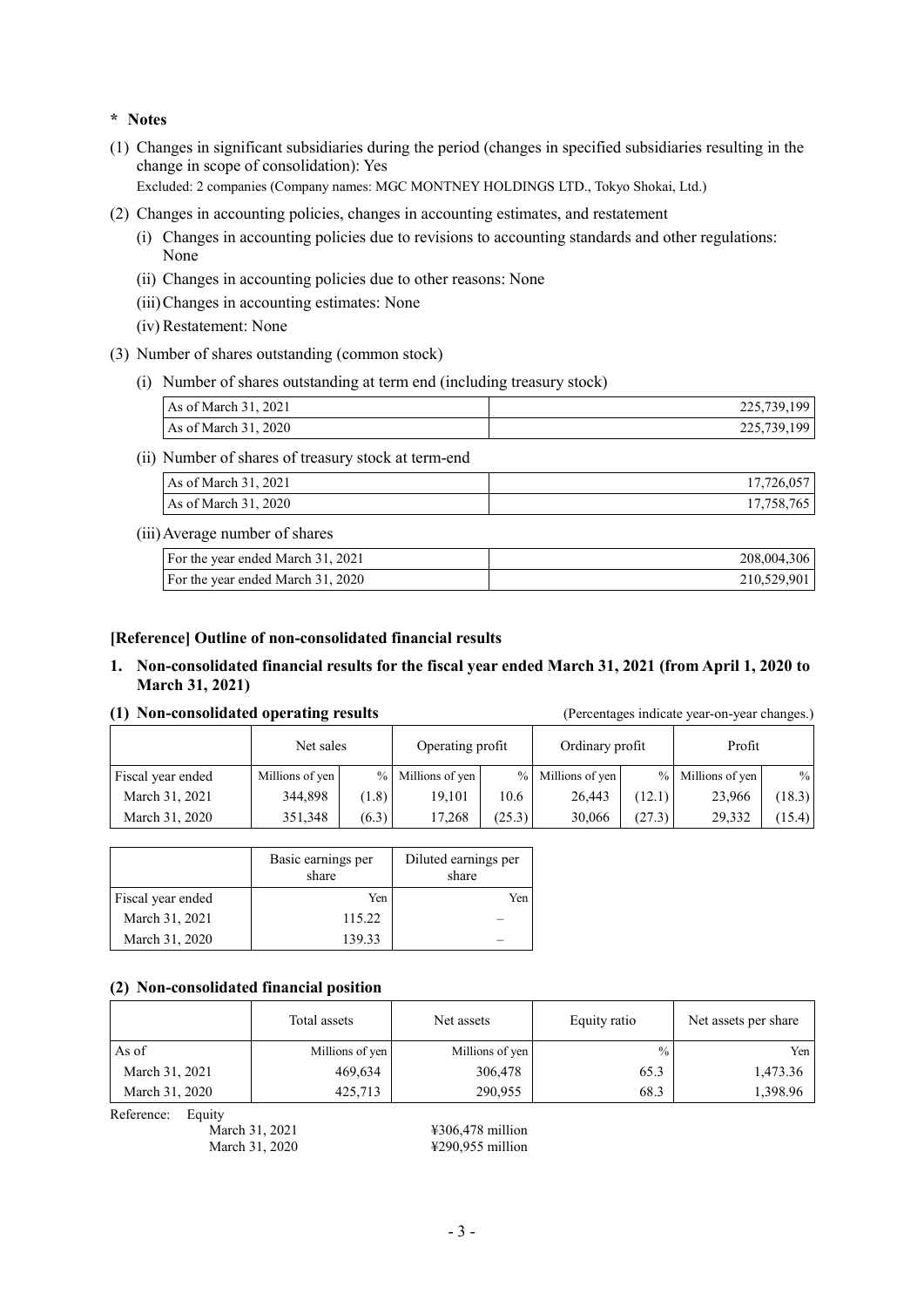**\* Notes**

(1) Changes in significant subsidiaries during the period (changes in specified subsidiaries resulting in the change in scope of consolidation): Yes

Excluded: 2 companies (Company names: MGC MONTNEY HOLDINGS LTD., Tokyo Shokai, Ltd.)

(2) Changes in accounting policies, changes in accounting estimates, and restatement

(i) Changes in accounting policies due to revisions to accounting standards and other regulations: None

(ii) Changes in accounting policies due to other reasons: None

(iii) Changes in accounting estimates: None

(iv) Restatement: None

(3) Number of shares outstanding (common stock)

(i) Number of shares outstanding at term end (including treasury stock)

| | |
|---|---:|
| As of March 31, 2021 | 225,739,199 |
| As of March 31, 2020 | 225,739,199 |

(ii) Number of shares of treasury stock at term-end

| | |
|---|---:|
| As of March 31, 2021 | 17,726,057 |
| As of March 31, 2020 | 17,758,765 |

(iii) Average number of shares

| | |
|---|---:|
| For the year ended March 31, 2021 | 208,004,306 |
| For the year ended March 31, 2020 | 210,529,901 |

**[Reference] Outline of non-consolidated financial results**

**1. Non-consolidated financial results for the fiscal year ended March 31, 2021 (from April 1, 2020 to March 31, 2021)**

**(1) Non-consolidated operating results** (Percentages indicate year-on-year changes.)

| | Net sales | | Operating profit | | Ordinary profit | | Profit | |
|---|---:|---:|---:|---:|---:|---:|---:|---:|
| Fiscal year ended | Millions of yen | % | Millions of yen | % | Millions of yen | % | Millions of yen | % |
| March 31, 2021 | 344,898 | (1.8) | 19,101 | 10.6 | 26,443 | (12.1) | 23,966 | (18.3) |
| March 31, 2020 | 351,348 | (6.3) | 17,268 | (25.3) | 30,066 | (27.3) | 29,332 | (15.4) |

| | Basic earnings per share | Diluted earnings per share |
|---|---:|---:|
| Fiscal year ended | Yen | Yen |
| March 31, 2021 | 115.22 | – |
| March 31, 2020 | 139.33 | – |

**(2) Non-consolidated financial position**

| | Total assets | Net assets | Equity ratio | Net assets per share |
|---|---:|---:|---:|---:|
| As of | Millions of yen | Millions of yen | % | Yen |
| March 31, 2021 | 469,634 | 306,478 | 65.3 | 1,473.36 |
| March 31, 2020 | 425,713 | 290,955 | 68.3 | 1,398.96 |

Reference: Equity
March 31, 2021 ¥306,478 million
March 31, 2020 ¥290,955 million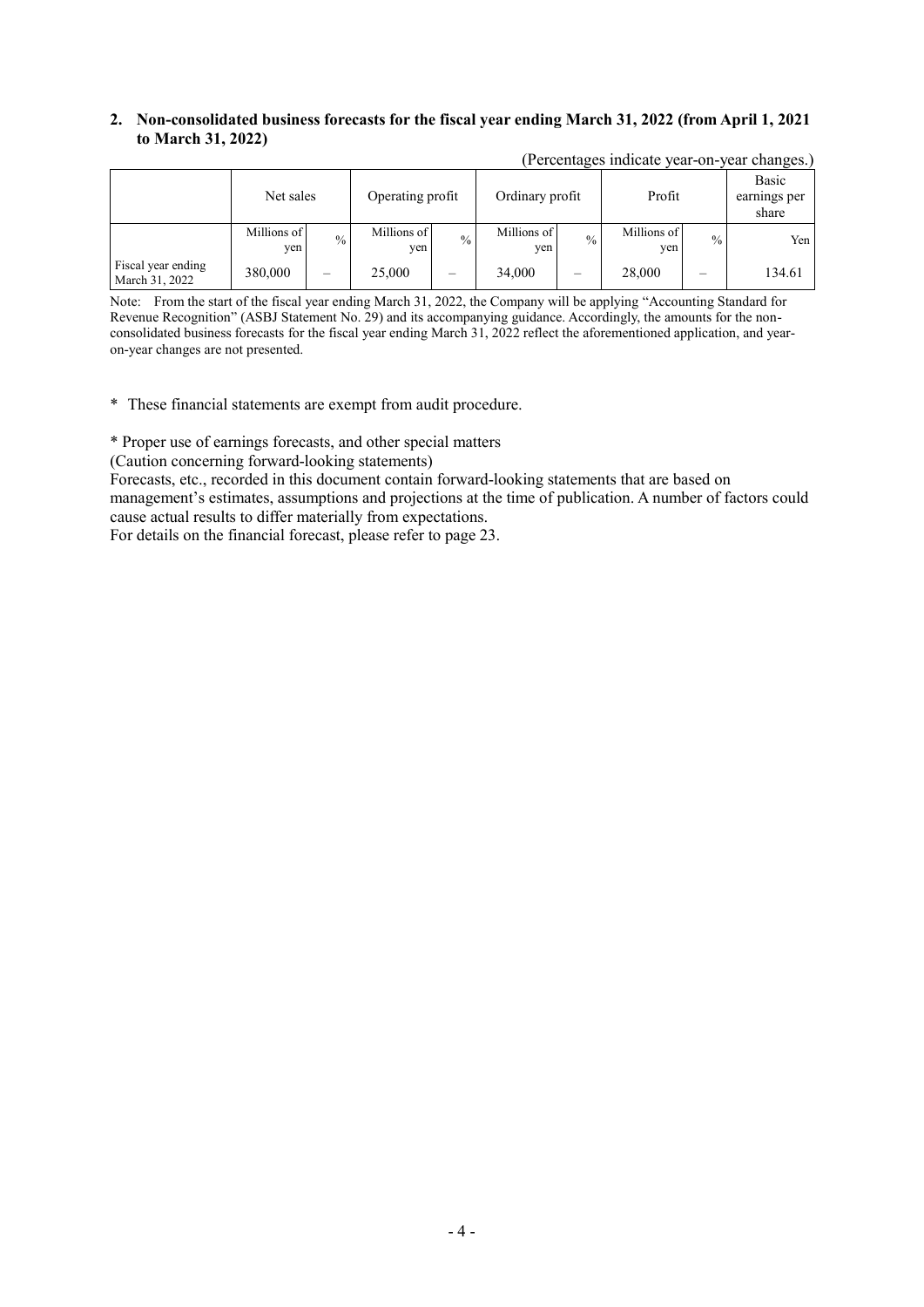## 2. Non-consolidated business forecasts for the fiscal year ending March 31, 2022 (from April 1, 2021 to March 31, 2022)

(Percentages indicate year-on-year changes.)

| | Net sales | | Operating profit | | Ordinary profit | | Profit | | Basic earnings per share |
|---|---|---|---|---|---|---|---|---|---|
| | Millions of yen | % | Millions of yen | % | Millions of yen | % | Millions of yen | % | Yen |
| Fiscal year ending March 31, 2022 | 380,000 | – | 25,000 | – | 34,000 | – | 28,000 | – | 134.61 |

Note: From the start of the fiscal year ending March 31, 2022, the Company will be applying "Accounting Standard for Revenue Recognition" (ASBJ Statement No. 29) and its accompanying guidance. Accordingly, the amounts for the non-consolidated business forecasts for the fiscal year ending March 31, 2022 reflect the aforementioned application, and year-on-year changes are not presented.

\* These financial statements are exempt from audit procedure.

\* Proper use of earnings forecasts, and other special matters

(Caution concerning forward-looking statements)

Forecasts, etc., recorded in this document contain forward-looking statements that are based on management's estimates, assumptions and projections at the time of publication. A number of factors could cause actual results to differ materially from expectations.

For details on the financial forecast, please refer to page 23.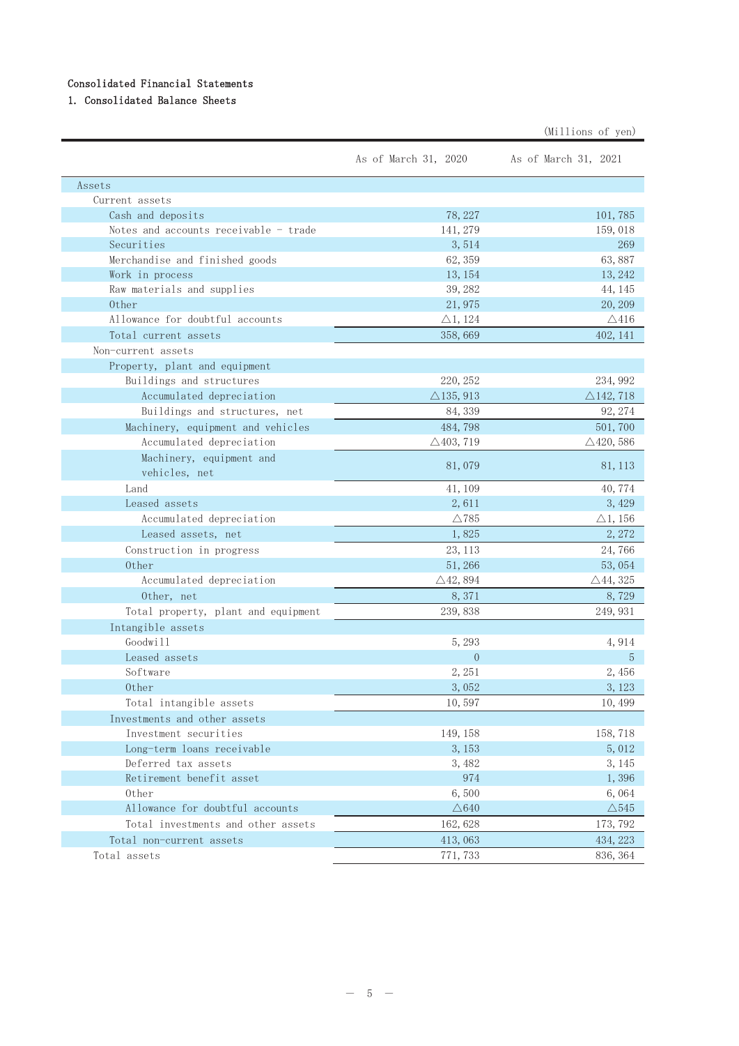## Consolidated Financial Statements

### 1. Consolidated Balance Sheets

(Millions of yen)

| | As of March 31, 2020 | As of March 31, 2021 |
|---|---|---|
| Assets | | |
| Current assets | | |
| Cash and deposits | 78,227 | 101,785 |
| Notes and accounts receivable - trade | 141,279 | 159,018 |
| Securities | 3,514 | 269 |
| Merchandise and finished goods | 62,359 | 63,887 |
| Work in process | 13,154 | 13,242 |
| Raw materials and supplies | 39,282 | 44,145 |
| Other | 21,975 | 20,209 |
| Allowance for doubtful accounts | △1,124 | △416 |
| Total current assets | 358,669 | 402,141 |
| Non-current assets | | |
| Property, plant and equipment | | |
| Buildings and structures | 220,252 | 234,992 |
| Accumulated depreciation | △135,913 | △142,718 |
| Buildings and structures, net | 84,339 | 92,274 |
| Machinery, equipment and vehicles | 484,798 | 501,700 |
| Accumulated depreciation | △403,719 | △420,586 |
| Machinery, equipment and vehicles, net | 81,079 | 81,113 |
| Land | 41,109 | 40,774 |
| Leased assets | 2,611 | 3,429 |
| Accumulated depreciation | △785 | △1,156 |
| Leased assets, net | 1,825 | 2,272 |
| Construction in progress | 23,113 | 24,766 |
| Other | 51,266 | 53,054 |
| Accumulated depreciation | △42,894 | △44,325 |
| Other, net | 8,371 | 8,729 |
| Total property, plant and equipment | 239,838 | 249,931 |
| Intangible assets | | |
| Goodwill | 5,293 | 4,914 |
| Leased assets | 0 | 5 |
| Software | 2,251 | 2,456 |
| Other | 3,052 | 3,123 |
| Total intangible assets | 10,597 | 10,499 |
| Investments and other assets | | |
| Investment securities | 149,158 | 158,718 |
| Long-term loans receivable | 3,153 | 5,012 |
| Deferred tax assets | 3,482 | 3,145 |
| Retirement benefit asset | 974 | 1,396 |
| Other | 6,500 | 6,064 |
| Allowance for doubtful accounts | △640 | △545 |
| Total investments and other assets | 162,628 | 173,792 |
| Total non-current assets | 413,063 | 434,223 |
| Total assets | 771,733 | 836,364 |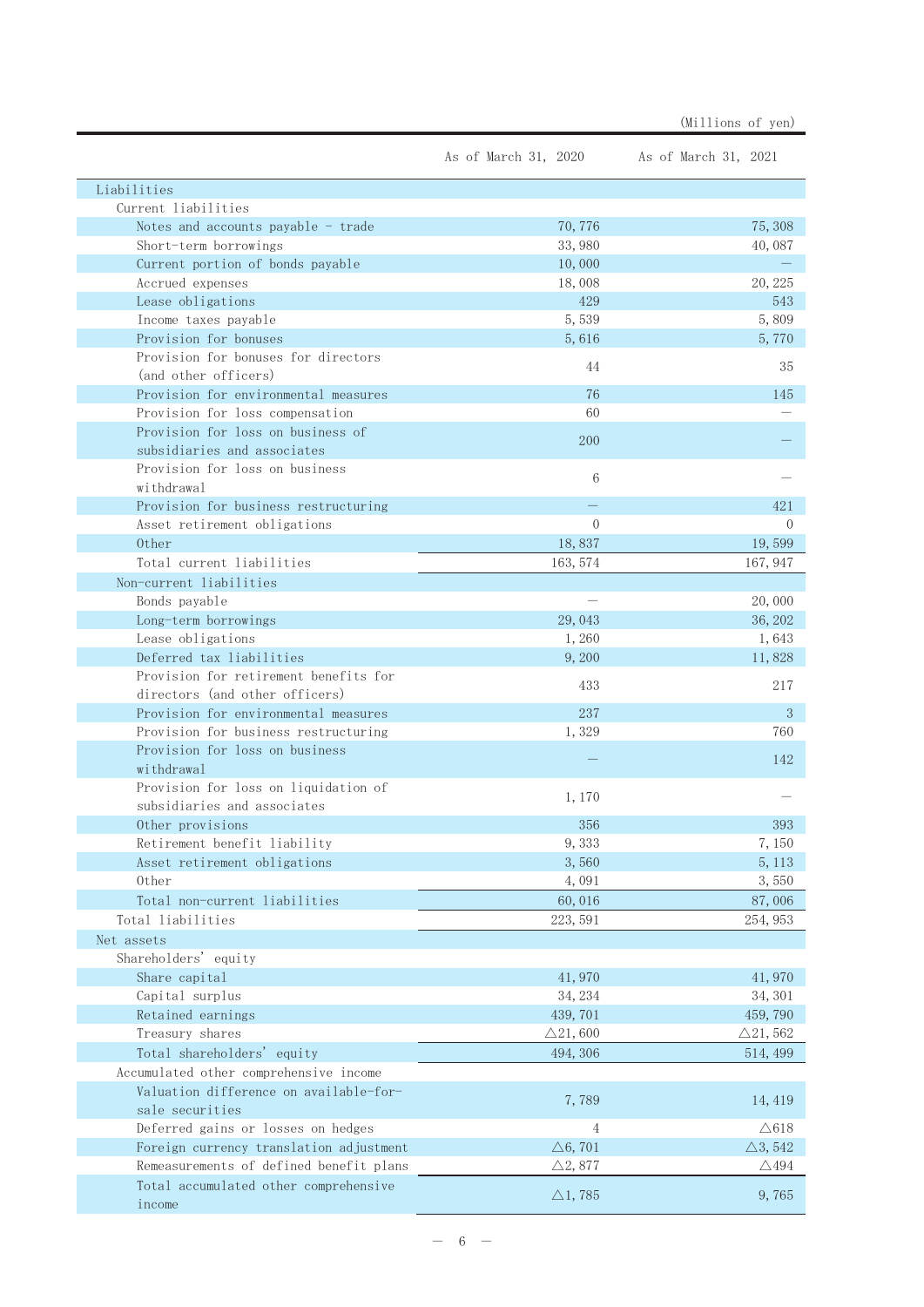(Millions of yen)

| | As of March 31, 2020 | As of March 31, 2021 |
|---|---|---|
| Liabilities | | |
| Current liabilities | | |
| Notes and accounts payable - trade | 70,776 | 75,308 |
| Short-term borrowings | 33,980 | 40,087 |
| Current portion of bonds payable | 10,000 | — |
| Accrued expenses | 18,008 | 20,225 |
| Lease obligations | 429 | 543 |
| Income taxes payable | 5,539 | 5,809 |
| Provision for bonuses | 5,616 | 5,770 |
| Provision for bonuses for directors (and other officers) | 44 | 35 |
| Provision for environmental measures | 76 | 145 |
| Provision for loss compensation | 60 | — |
| Provision for loss on business of subsidiaries and associates | 200 | — |
| Provision for loss on business withdrawal | 6 | — |
| Provision for business restructuring | — | 421 |
| Asset retirement obligations | 0 | 0 |
| Other | 18,837 | 19,599 |
| Total current liabilities | 163,574 | 167,947 |
| Non-current liabilities | | |
| Bonds payable | — | 20,000 |
| Long-term borrowings | 29,043 | 36,202 |
| Lease obligations | 1,260 | 1,643 |
| Deferred tax liabilities | 9,200 | 11,828 |
| Provision for retirement benefits for directors (and other officers) | 433 | 217 |
| Provision for environmental measures | 237 | 3 |
| Provision for business restructuring | 1,329 | 760 |
| Provision for loss on business withdrawal | — | 142 |
| Provision for loss on liquidation of subsidiaries and associates | 1,170 | — |
| Other provisions | 356 | 393 |
| Retirement benefit liability | 9,333 | 7,150 |
| Asset retirement obligations | 3,560 | 5,113 |
| Other | 4,091 | 3,550 |
| Total non-current liabilities | 60,016 | 87,006 |
| Total liabilities | 223,591 | 254,953 |
| Net assets | | |
| Shareholders' equity | | |
| Share capital | 41,970 | 41,970 |
| Capital surplus | 34,234 | 34,301 |
| Retained earnings | 439,701 | 459,790 |
| Treasury shares | △21,600 | △21,562 |
| Total shareholders' equity | 494,306 | 514,499 |
| Accumulated other comprehensive income | | |
| Valuation difference on available-for-sale securities | 7,789 | 14,419 |
| Deferred gains or losses on hedges | 4 | △618 |
| Foreign currency translation adjustment | △6,701 | △3,542 |
| Remeasurements of defined benefit plans | △2,877 | △494 |
| Total accumulated other comprehensive income | △1,785 | 9,765 |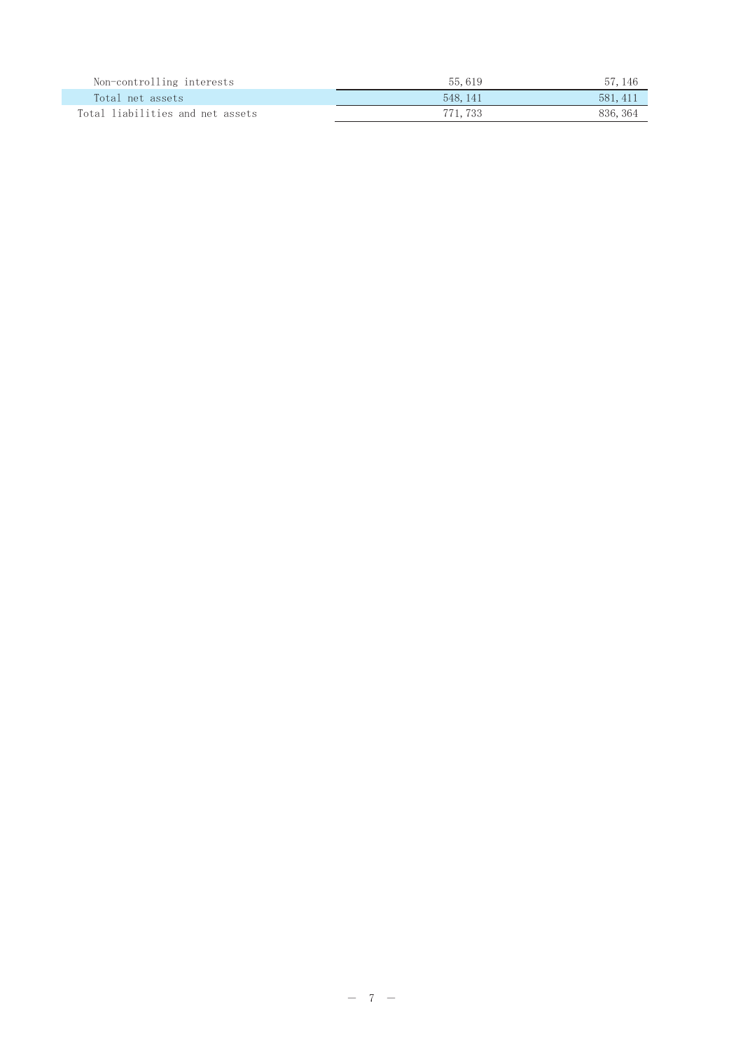| | | |
|---|---|---|
| Non-controlling interests | 55,619 | 57,146 |
| Total net assets | 548,141 | 581,411 |
| Total liabilities and net assets | 771,733 | 836,364 |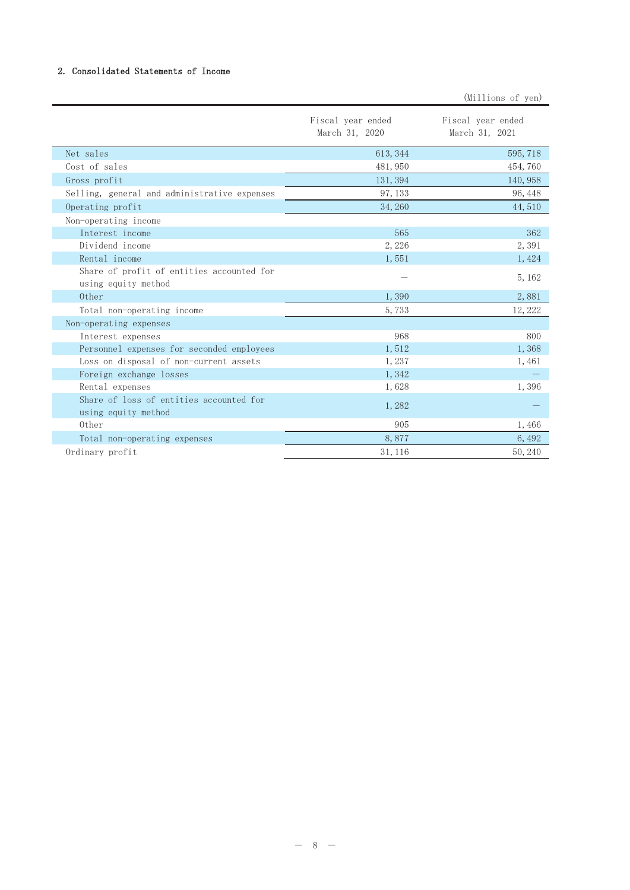## 2. Consolidated Statements of Income

(Millions of yen)

| | Fiscal year ended March 31, 2020 | Fiscal year ended March 31, 2021 |
|---|---|---|
| Net sales | 613,344 | 595,718 |
| Cost of sales | 481,950 | 454,760 |
| Gross profit | 131,394 | 140,958 |
| Selling, general and administrative expenses | 97,133 | 96,448 |
| Operating profit | 34,260 | 44,510 |
| Non-operating income | | |
| Interest income | 565 | 362 |
| Dividend income | 2,226 | 2,391 |
| Rental income | 1,551 | 1,424 |
| Share of profit of entities accounted for using equity method | — | 5,162 |
| Other | 1,390 | 2,881 |
| Total non-operating income | 5,733 | 12,222 |
| Non-operating expenses | | |
| Interest expenses | 968 | 800 |
| Personnel expenses for seconded employees | 1,512 | 1,368 |
| Loss on disposal of non-current assets | 1,237 | 1,461 |
| Foreign exchange losses | 1,342 | — |
| Rental expenses | 1,628 | 1,396 |
| Share of loss of entities accounted for using equity method | 1,282 | — |
| Other | 905 | 1,466 |
| Total non-operating expenses | 8,877 | 6,492 |
| Ordinary profit | 31,116 | 50,240 |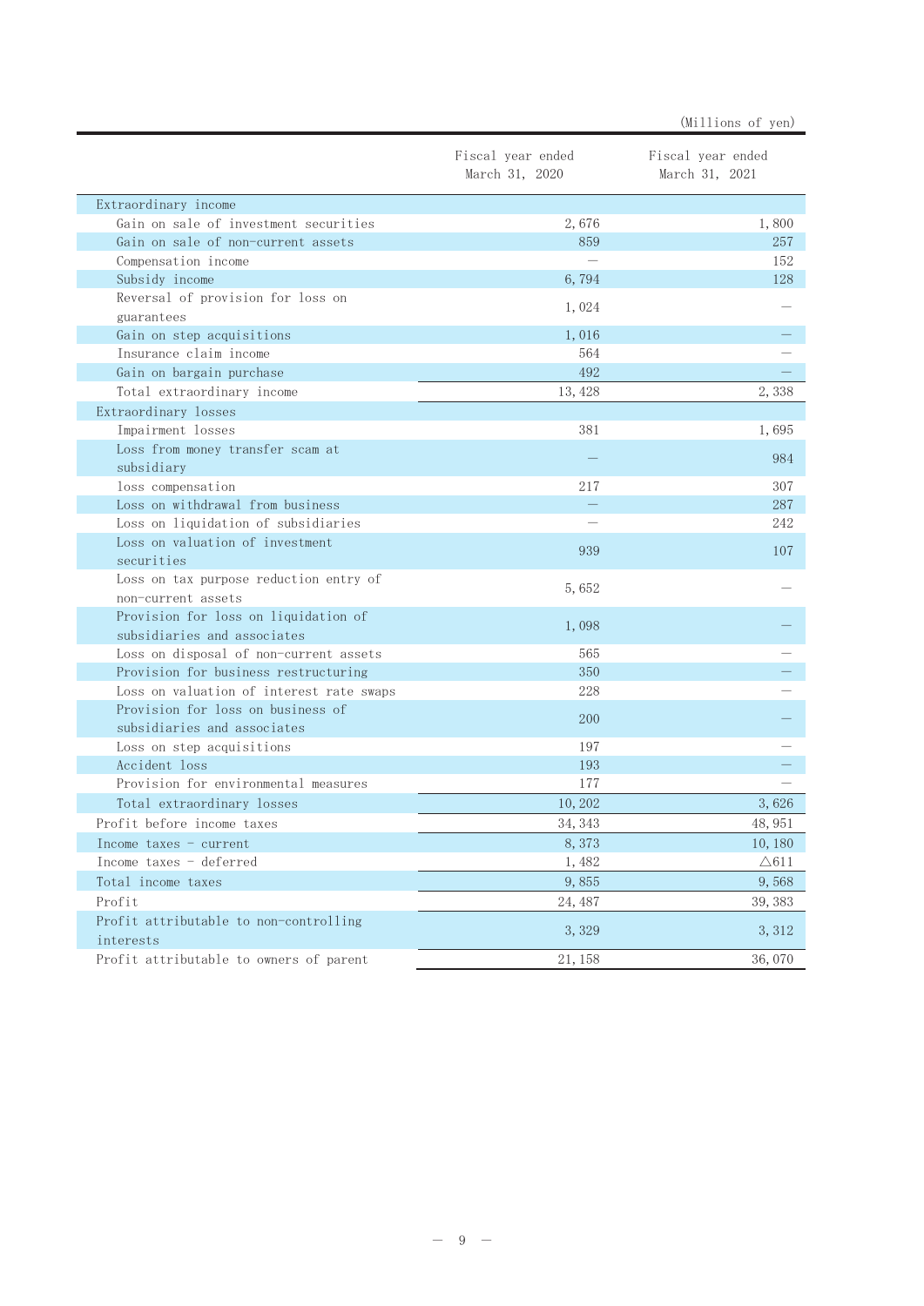(Millions of yen)

| | Fiscal year ended March 31, 2020 | Fiscal year ended March 31, 2021 |
|---|---|---|
| Extraordinary income | | |
| Gain on sale of investment securities | 2,676 | 1,800 |
| Gain on sale of non-current assets | 859 | 257 |
| Compensation income | — | 152 |
| Subsidy income | 6,794 | 128 |
| Reversal of provision for loss on guarantees | 1,024 | — |
| Gain on step acquisitions | 1,016 | — |
| Insurance claim income | 564 | — |
| Gain on bargain purchase | 492 | — |
| Total extraordinary income | 13,428 | 2,338 |
| Extraordinary losses | | |
| Impairment losses | 381 | 1,695 |
| Loss from money transfer scam at subsidiary | — | 984 |
| loss compensation | 217 | 307 |
| Loss on withdrawal from business | — | 287 |
| Loss on liquidation of subsidiaries | — | 242 |
| Loss on valuation of investment securities | 939 | 107 |
| Loss on tax purpose reduction entry of non-current assets | 5,652 | — |
| Provision for loss on liquidation of subsidiaries and associates | 1,098 | — |
| Loss on disposal of non-current assets | 565 | — |
| Provision for business restructuring | 350 | — |
| Loss on valuation of interest rate swaps | 228 | — |
| Provision for loss on business of subsidiaries and associates | 200 | — |
| Loss on step acquisitions | 197 | — |
| Accident loss | 193 | — |
| Provision for environmental measures | 177 | — |
| Total extraordinary losses | 10,202 | 3,626 |
| Profit before income taxes | 34,343 | 48,951 |
| Income taxes - current | 8,373 | 10,180 |
| Income taxes - deferred | 1,482 | △611 |
| Total income taxes | 9,855 | 9,568 |
| Profit | 24,487 | 39,383 |
| Profit attributable to non-controlling interests | 3,329 | 3,312 |
| Profit attributable to owners of parent | 21,158 | 36,070 |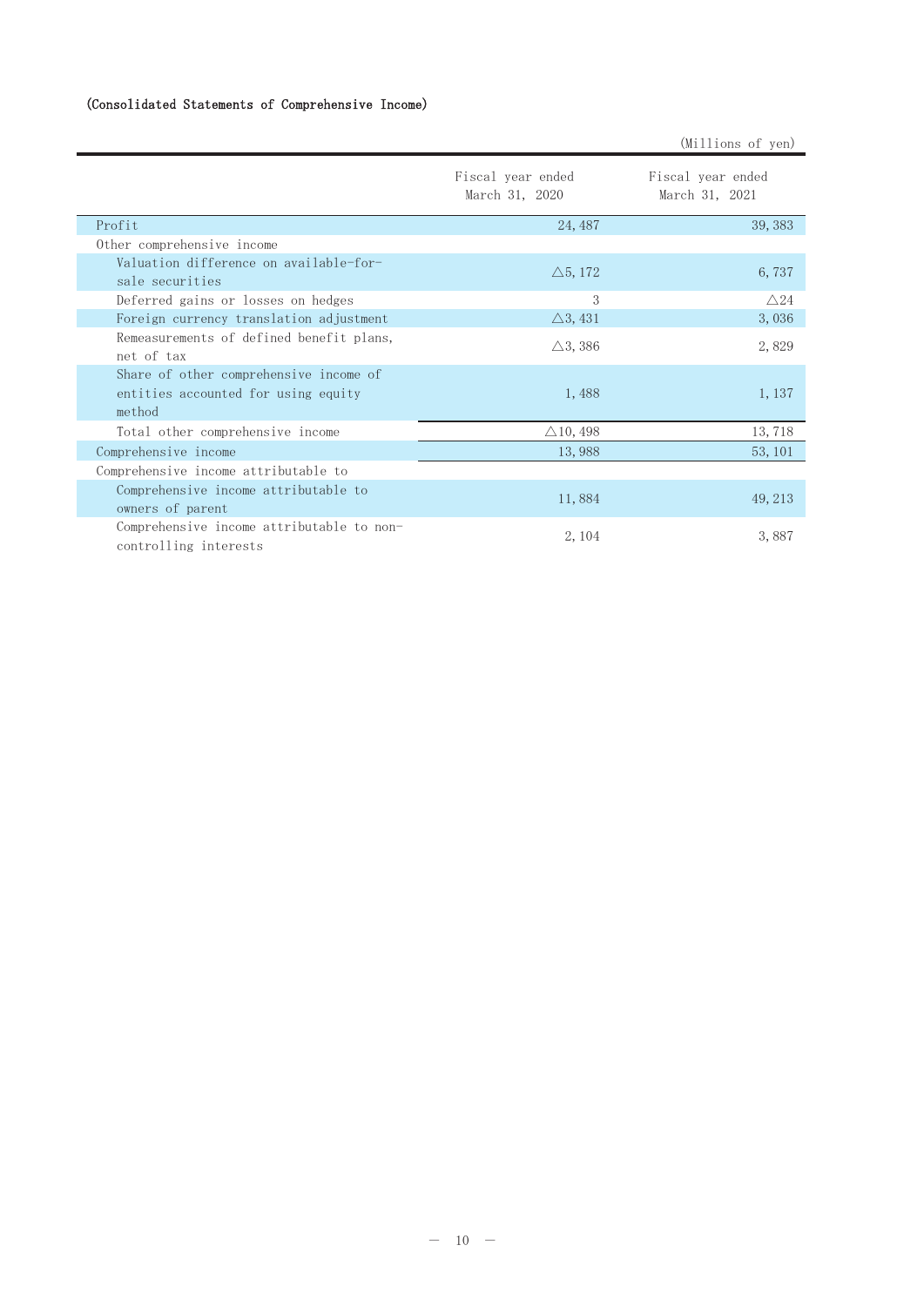(Consolidated Statements of Comprehensive Income)

(Millions of yen)

| | Fiscal year ended March 31, 2020 | Fiscal year ended March 31, 2021 |
|---|---|---|
| Profit | 24,487 | 39,383 |
| Other comprehensive income | | |
| Valuation difference on available-for-sale securities | △5,172 | 6,737 |
| Deferred gains or losses on hedges | 3 | △24 |
| Foreign currency translation adjustment | △3,431 | 3,036 |
| Remeasurements of defined benefit plans, net of tax | △3,386 | 2,829 |
| Share of other comprehensive income of entities accounted for using equity method | 1,488 | 1,137 |
| Total other comprehensive income | △10,498 | 13,718 |
| Comprehensive income | 13,988 | 53,101 |
| Comprehensive income attributable to | | |
| Comprehensive income attributable to owners of parent | 11,884 | 49,213 |
| Comprehensive income attributable to non-controlling interests | 2,104 | 3,887 |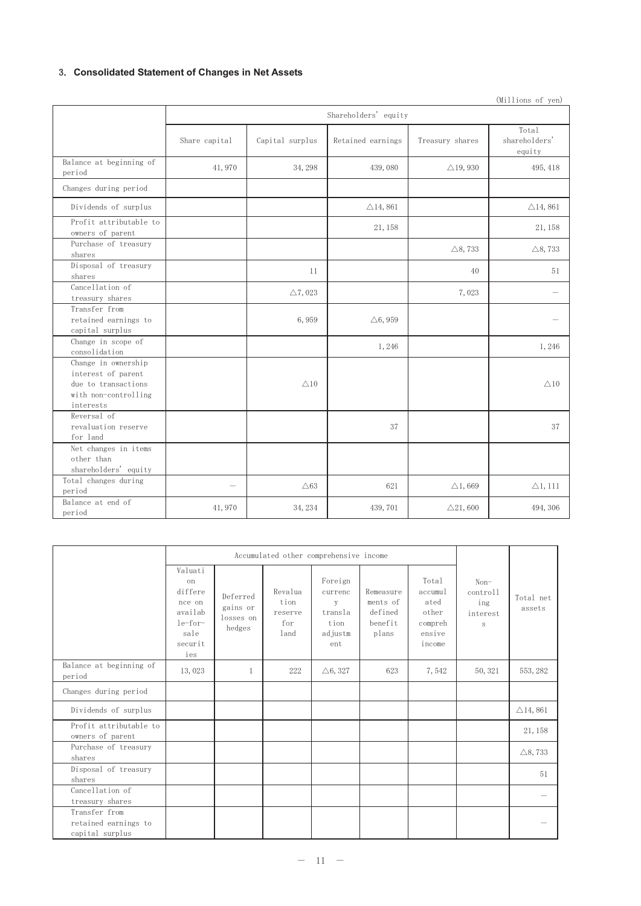### 3. Consolidated Statement of Changes in Net Assets

(Millions of yen)

| | Shareholders' equity | | | | |
|---|---|---|---|---|---|
| | Share capital | Capital surplus | Retained earnings | Treasury shares | Total shareholders' equity |
| Balance at beginning of period | 41,970 | 34,298 | 439,080 | △19,930 | 495,418 |
| Changes during period | | | | | |
| Dividends of surplus | | | △14,861 | | △14,861 |
| Profit attributable to owners of parent | | | 21,158 | | 21,158 |
| Purchase of treasury shares | | | | △8,733 | △8,733 |
| Disposal of treasury shares | | 11 | | 40 | 51 |
| Cancellation of treasury shares | | △7,023 | | 7,023 | ― |
| Transfer from retained earnings to capital surplus | | 6,959 | △6,959 | | ― |
| Change in scope of consolidation | | | 1,246 | | 1,246 |
| Change in ownership interest of parent due to transactions with non-controlling interests | | △10 | | | △10 |
| Reversal of revaluation reserve for land | | | 37 | | 37 |
| Net changes in items other than shareholders' equity | | | | | |
| Total changes during period | ― | △63 | 621 | △1,669 | △1,111 |
| Balance at end of period | 41,970 | 34,234 | 439,701 | △21,600 | 494,306 |

| | Accumulated other comprehensive income | | | | | | | |
|---|---|---|---|---|---|---|---|---|
| | Valuation difference on available-for-sale securities | Deferred gains or losses on hedges | Revaluation reserve for land | Foreign currency translation adjustment | Remeasurements of defined benefit plans | Total accumulated other comprehensive income | Non-controlling interests | Total net assets |
| Balance at beginning of period | 13,023 | 1 | 222 | △6,327 | 623 | 7,542 | 50,321 | 553,282 |
| Changes during period | | | | | | | | |
| Dividends of surplus | | | | | | | | △14,861 |
| Profit attributable to owners of parent | | | | | | | | 21,158 |
| Purchase of treasury shares | | | | | | | | △8,733 |
| Disposal of treasury shares | | | | | | | | 51 |
| Cancellation of treasury shares | | | | | | | | ― |
| Transfer from retained earnings to capital surplus | | | | | | | | ― |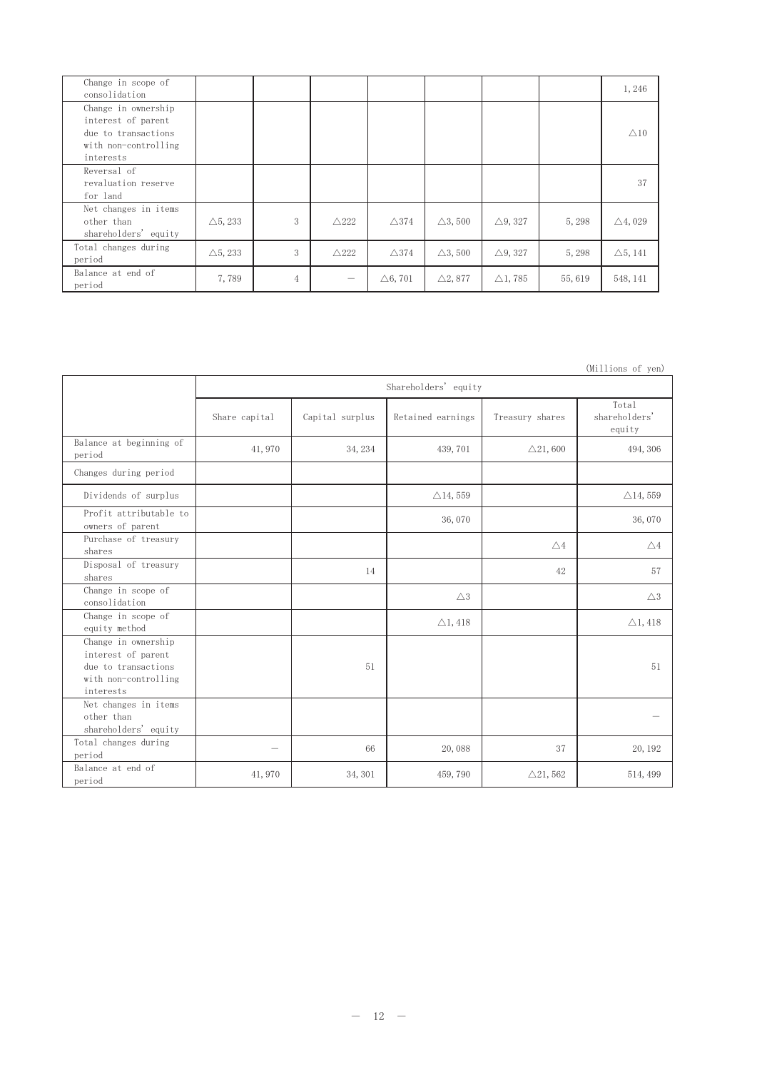| | | | | | | | | |
|---|---|---|---|---|---|---|---|---|
| Change in scope of consolidation | | | | | | | | 1,246 |
| Change in ownership interest of parent due to transactions with non-controlling interests | | | | | | | | △10 |
| Reversal of revaluation reserve for land | | | | | | | | 37 |
| Net changes in items other than shareholders' equity | △5,233 | 3 | △222 | △374 | △3,500 | △9,327 | 5,298 | △4,029 |
| Total changes during period | △5,233 | 3 | △222 | △374 | △3,500 | △9,327 | 5,298 | △5,141 |
| Balance at end of period | 7,789 | 4 | — | △6,701 | △2,877 | △1,785 | 55,619 | 548,141 |

(Millions of yen)

| | Shareholders' equity | | | | |
|---|---|---|---|---|---|
| | Share capital | Capital surplus | Retained earnings | Treasury shares | Total shareholders' equity |
| Balance at beginning of period | 41,970 | 34,234 | 439,701 | △21,600 | 494,306 |
| Changes during period | | | | | |
| Dividends of surplus | | | △14,559 | | △14,559 |
| Profit attributable to owners of parent | | | 36,070 | | 36,070 |
| Purchase of treasury shares | | | | △4 | △4 |
| Disposal of treasury shares | | 14 | | 42 | 57 |
| Change in scope of consolidation | | | △3 | | △3 |
| Change in scope of equity method | | | △1,418 | | △1,418 |
| Change in ownership interest of parent due to transactions with non-controlling interests | | 51 | | | 51 |
| Net changes in items other than shareholders' equity | | | | | — |
| Total changes during period | — | 66 | 20,088 | 37 | 20,192 |
| Balance at end of period | 41,970 | 34,301 | 459,790 | △21,562 | 514,499 |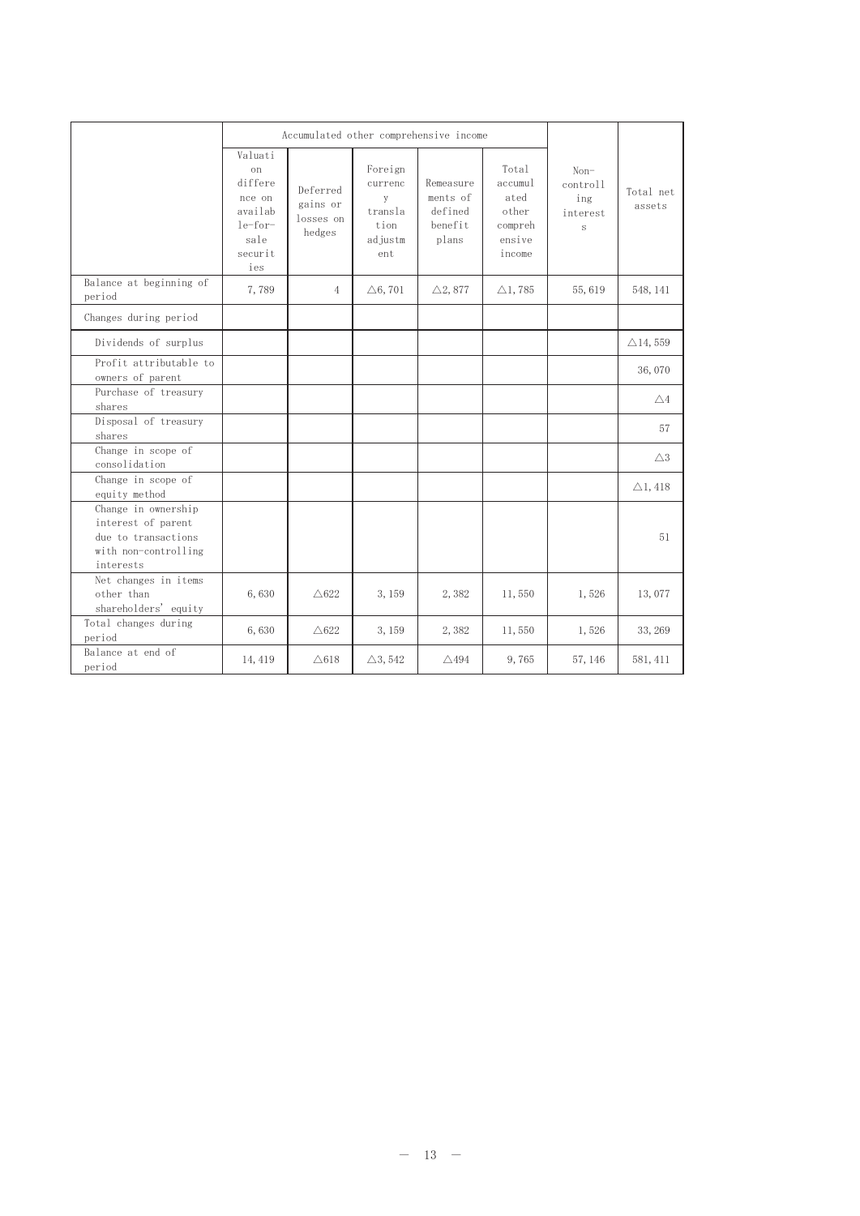| | Accumulated other comprehensive income | | | | | | |
|---|---|---|---|---|---|---|---|
| | Valuation difference on available-for-sale securities | Deferred gains or losses on hedges | Foreign currency translation adjustment | Remeasurements of defined benefit plans | Total accumulated other comprehensive income | Non-controlling interests | Total net assets |
| Balance at beginning of period | 7,789 | 4 | △6,701 | △2,877 | △1,785 | 55,619 | 548,141 |
| Changes during period | | | | | | | |
| Dividends of surplus | | | | | | | △14,559 |
| Profit attributable to owners of parent | | | | | | | 36,070 |
| Purchase of treasury shares | | | | | | | △4 |
| Disposal of treasury shares | | | | | | | 57 |
| Change in scope of consolidation | | | | | | | △3 |
| Change in scope of equity method | | | | | | | △1,418 |
| Change in ownership interest of parent due to transactions with non-controlling interests | | | | | | | 51 |
| Net changes in items other than shareholders' equity | 6,630 | △622 | 3,159 | 2,382 | 11,550 | 1,526 | 13,077 |
| Total changes during period | 6,630 | △622 | 3,159 | 2,382 | 11,550 | 1,526 | 33,269 |
| Balance at end of period | 14,419 | △618 | △3,542 | △494 | 9,765 | 57,146 | 581,411 |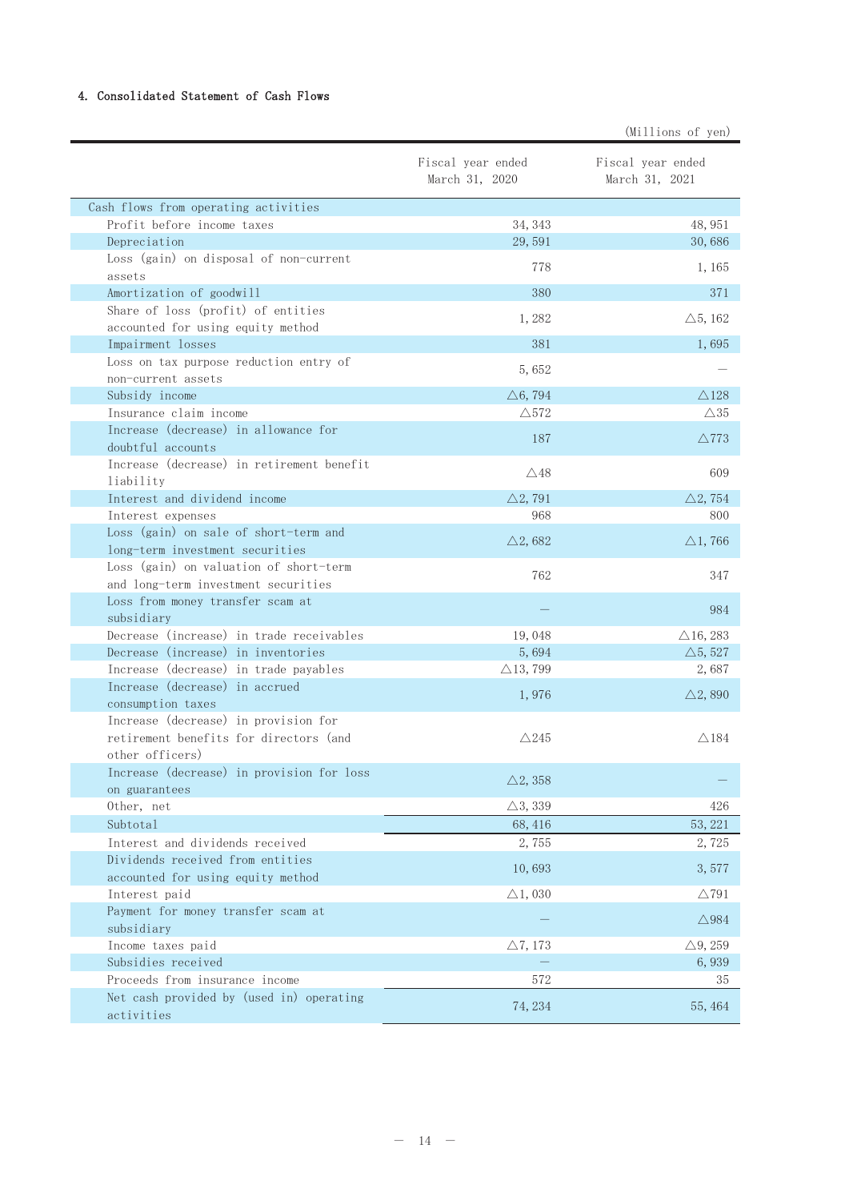#### 4. Consolidated Statement of Cash Flows

(Millions of yen)

| | Fiscal year ended March 31, 2020 | Fiscal year ended March 31, 2021 |
|---|---|---|
| Cash flows from operating activities | | |
| Profit before income taxes | 34,343 | 48,951 |
| Depreciation | 29,591 | 30,686 |
| Loss (gain) on disposal of non-current assets | 778 | 1,165 |
| Amortization of goodwill | 380 | 371 |
| Share of loss (profit) of entities accounted for using equity method | 1,282 | △5,162 |
| Impairment losses | 381 | 1,695 |
| Loss on tax purpose reduction entry of non-current assets | 5,652 | — |
| Subsidy income | △6,794 | △128 |
| Insurance claim income | △572 | △35 |
| Increase (decrease) in allowance for doubtful accounts | 187 | △773 |
| Increase (decrease) in retirement benefit liability | △48 | 609 |
| Interest and dividend income | △2,791 | △2,754 |
| Interest expenses | 968 | 800 |
| Loss (gain) on sale of short-term and long-term investment securities | △2,682 | △1,766 |
| Loss (gain) on valuation of short-term and long-term investment securities | 762 | 347 |
| Loss from money transfer scam at subsidiary | — | 984 |
| Decrease (increase) in trade receivables | 19,048 | △16,283 |
| Decrease (increase) in inventories | 5,694 | △5,527 |
| Increase (decrease) in trade payables | △13,799 | 2,687 |
| Increase (decrease) in accrued consumption taxes | 1,976 | △2,890 |
| Increase (decrease) in provision for retirement benefits for directors (and other officers) | △245 | △184 |
| Increase (decrease) in provision for loss on guarantees | △2,358 | — |
| Other, net | △3,339 | 426 |
| Subtotal | 68,416 | 53,221 |
| Interest and dividends received | 2,755 | 2,725 |
| Dividends received from entities accounted for using equity method | 10,693 | 3,577 |
| Interest paid | △1,030 | △791 |
| Payment for money transfer scam at subsidiary | — | △984 |
| Income taxes paid | △7,173 | △9,259 |
| Subsidies received | — | 6,939 |
| Proceeds from insurance income | 572 | 35 |
| Net cash provided by (used in) operating activities | 74,234 | 55,464 |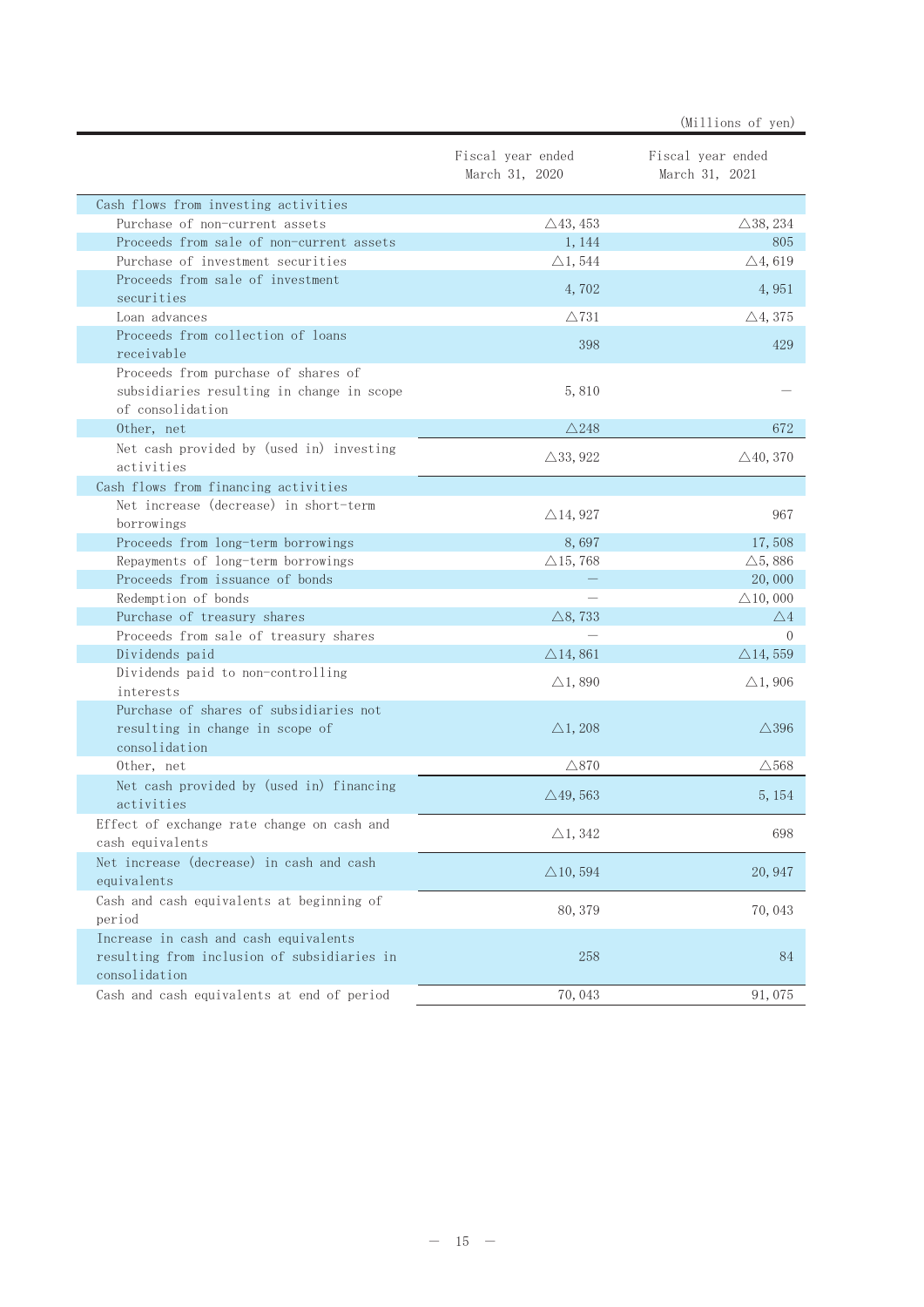(Millions of yen)

| | Fiscal year ended March 31, 2020 | Fiscal year ended March 31, 2021 |
|---|---|---|
| Cash flows from investing activities | | |
| Purchase of non-current assets | △43,453 | △38,234 |
| Proceeds from sale of non-current assets | 1,144 | 805 |
| Purchase of investment securities | △1,544 | △4,619 |
| Proceeds from sale of investment securities | 4,702 | 4,951 |
| Loan advances | △731 | △4,375 |
| Proceeds from collection of loans receivable | 398 | 429 |
| Proceeds from purchase of shares of subsidiaries resulting in change in scope of consolidation | 5,810 | ― |
| Other, net | △248 | 672 |
| Net cash provided by (used in) investing activities | △33,922 | △40,370 |
| Cash flows from financing activities | | |
| Net increase (decrease) in short-term borrowings | △14,927 | 967 |
| Proceeds from long-term borrowings | 8,697 | 17,508 |
| Repayments of long-term borrowings | △15,768 | △5,886 |
| Proceeds from issuance of bonds | ― | 20,000 |
| Redemption of bonds | ― | △10,000 |
| Purchase of treasury shares | △8,733 | △4 |
| Proceeds from sale of treasury shares | ― | 0 |
| Dividends paid | △14,861 | △14,559 |
| Dividends paid to non-controlling interests | △1,890 | △1,906 |
| Purchase of shares of subsidiaries not resulting in change in scope of consolidation | △1,208 | △396 |
| Other, net | △870 | △568 |
| Net cash provided by (used in) financing activities | △49,563 | 5,154 |
| Effect of exchange rate change on cash and cash equivalents | △1,342 | 698 |
| Net increase (decrease) in cash and cash equivalents | △10,594 | 20,947 |
| Cash and cash equivalents at beginning of period | 80,379 | 70,043 |
| Increase in cash and cash equivalents resulting from inclusion of subsidiaries in consolidation | 258 | 84 |
| Cash and cash equivalents at end of period | 70,043 | 91,075 |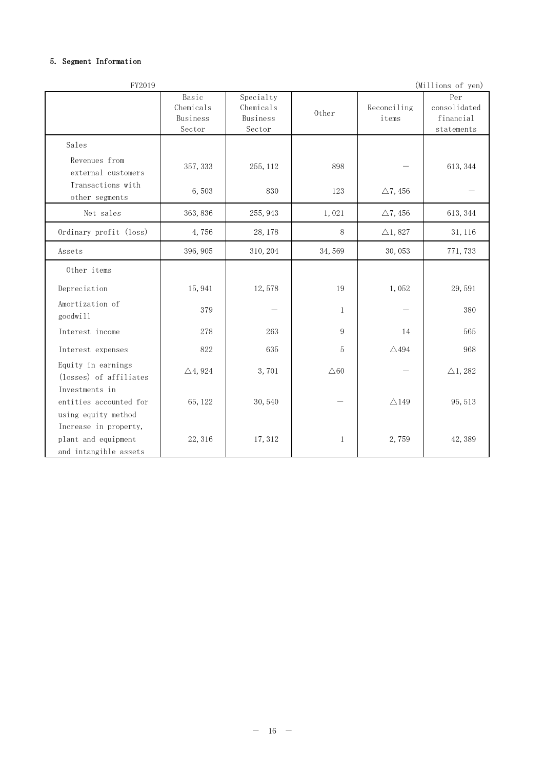## 5. Segment Information

FY2019 (Millions of yen)

| | Basic Chemicals Business Sector | Specialty Chemicals Business Sector | Other | Reconciling items | Per consolidated financial statements |
|---|---|---|---|---|---|
| Sales | | | | | |
| Revenues from external customers | 357,333 | 255,112 | 898 | — | 613,344 |
| Transactions with other segments | 6,503 | 830 | 123 | △7,456 | — |
| Net sales | 363,836 | 255,943 | 1,021 | △7,456 | 613,344 |
| Ordinary profit (loss) | 4,756 | 28,178 | 8 | △1,827 | 31,116 |
| Assets | 396,905 | 310,204 | 34,569 | 30,053 | 771,733 |
| Other items | | | | | |
| Depreciation | 15,941 | 12,578 | 19 | 1,052 | 29,591 |
| Amortization of goodwill | 379 | — | 1 | — | 380 |
| Interest income | 278 | 263 | 9 | 14 | 565 |
| Interest expenses | 822 | 635 | 5 | △494 | 968 |
| Equity in earnings (losses) of affiliates | △4,924 | 3,701 | △60 | — | △1,282 |
| Investments in entities accounted for using equity method | 65,122 | 30,540 | — | △149 | 95,513 |
| Increase in property, plant and equipment and intangible assets | 22,316 | 17,312 | 1 | 2,759 | 42,389 |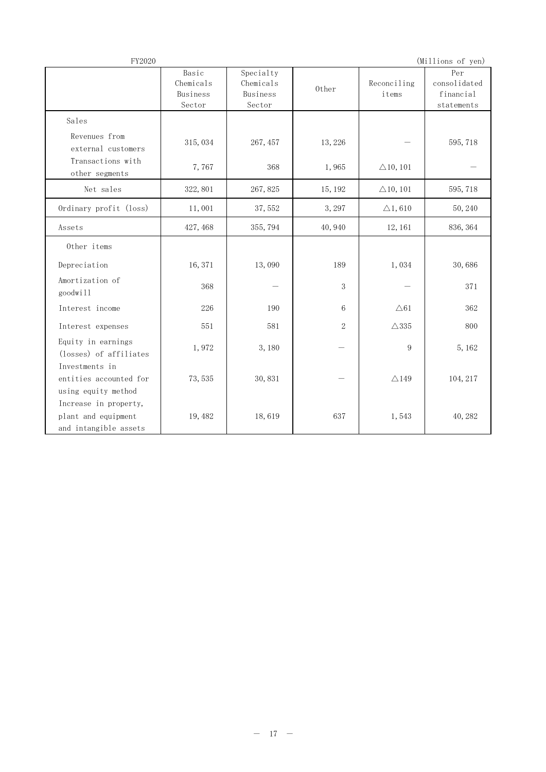FY2020 (Millions of yen)

| | Basic Chemicals Business Sector | Specialty Chemicals Business Sector | Other | Reconciling items | Per consolidated financial statements |
|---|---|---|---|---|---|
| Sales | | | | | |
| Revenues from external customers | 315,034 | 267,457 | 13,226 | — | 595,718 |
| Transactions with other segments | 7,767 | 368 | 1,965 | △10,101 | — |
| Net sales | 322,801 | 267,825 | 15,192 | △10,101 | 595,718 |
| Ordinary profit (loss) | 11,001 | 37,552 | 3,297 | △1,610 | 50,240 |
| Assets | 427,468 | 355,794 | 40,940 | 12,161 | 836,364 |
| Other items | | | | | |
| Depreciation | 16,371 | 13,090 | 189 | 1,034 | 30,686 |
| Amortization of goodwill | 368 | — | 3 | — | 371 |
| Interest income | 226 | 190 | 6 | △61 | 362 |
| Interest expenses | 551 | 581 | 2 | △335 | 800 |
| Equity in earnings (losses) of affiliates | 1,972 | 3,180 | — | 9 | 5,162 |
| Investments in entities accounted for using equity method | 73,535 | 30,831 | — | △149 | 104,217 |
| Increase in property, plant and equipment and intangible assets | 19,482 | 18,619 | 637 | 1,543 | 40,282 |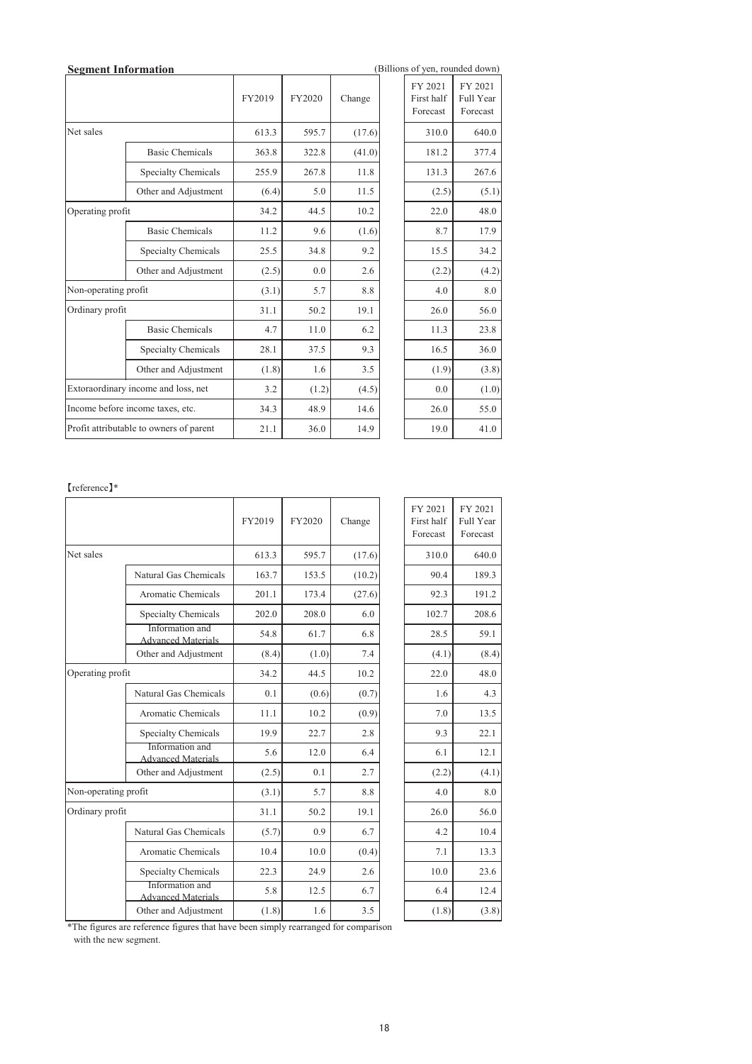**Segment Information**

(Billions of yen, rounded down)

| | | FY2019 | FY2020 | Change | FY 2021 First half Forecast | FY 2021 Full Year Forecast |
|---|---|---|---|---|---|---|
| Net sales | | 613.3 | 595.7 | (17.6) | 310.0 | 640.0 |
| | Basic Chemicals | 363.8 | 322.8 | (41.0) | 181.2 | 377.4 |
| | Specialty Chemicals | 255.9 | 267.8 | 11.8 | 131.3 | 267.6 |
| | Other and Adjustment | (6.4) | 5.0 | 11.5 | (2.5) | (5.1) |
| Operating profit | | 34.2 | 44.5 | 10.2 | 22.0 | 48.0 |
| | Basic Chemicals | 11.2 | 9.6 | (1.6) | 8.7 | 17.9 |
| | Specialty Chemicals | 25.5 | 34.8 | 9.2 | 15.5 | 34.2 |
| | Other and Adjustment | (2.5) | 0.0 | 2.6 | (2.2) | (4.2) |
| Non-operating profit | | (3.1) | 5.7 | 8.8 | 4.0 | 8.0 |
| Ordinary profit | | 31.1 | 50.2 | 19.1 | 26.0 | 56.0 |
| | Basic Chemicals | 4.7 | 11.0 | 6.2 | 11.3 | 23.8 |
| | Specialty Chemicals | 28.1 | 37.5 | 9.3 | 16.5 | 36.0 |
| | Other and Adjustment | (1.8) | 1.6 | 3.5 | (1.9) | (3.8) |
| Extoraordinary income and loss, net | | 3.2 | (1.2) | (4.5) | 0.0 | (1.0) |
| Income before income taxes, etc. | | 34.3 | 48.9 | 14.6 | 26.0 | 55.0 |
| Profit attributable to owners of parent | | 21.1 | 36.0 | 14.9 | 19.0 | 41.0 |

【reference】*

| | | FY2019 | FY2020 | Change | FY 2021 First half Forecast | FY 2021 Full Year Forecast |
|---|---|---|---|---|---|---|
| Net sales | | 613.3 | 595.7 | (17.6) | 310.0 | 640.0 |
| | Natural Gas Chemicals | 163.7 | 153.5 | (10.2) | 90.4 | 189.3 |
| | Aromatic Chemicals | 201.1 | 173.4 | (27.6) | 92.3 | 191.2 |
| | Specialty Chemicals | 202.0 | 208.0 | 6.0 | 102.7 | 208.6 |
| | Information and Advanced Materials | 54.8 | 61.7 | 6.8 | 28.5 | 59.1 |
| | Other and Adjustment | (8.4) | (1.0) | 7.4 | (4.1) | (8.4) |
| Operating profit | | 34.2 | 44.5 | 10.2 | 22.0 | 48.0 |
| | Natural Gas Chemicals | 0.1 | (0.6) | (0.7) | 1.6 | 4.3 |
| | Aromatic Chemicals | 11.1 | 10.2 | (0.9) | 7.0 | 13.5 |
| | Specialty Chemicals | 19.9 | 22.7 | 2.8 | 9.3 | 22.1 |
| | Information and Advanced Materials | 5.6 | 12.0 | 6.4 | 6.1 | 12.1 |
| | Other and Adjustment | (2.5) | 0.1 | 2.7 | (2.2) | (4.1) |
| Non-operating profit | | (3.1) | 5.7 | 8.8 | 4.0 | 8.0 |
| Ordinary profit | | 31.1 | 50.2 | 19.1 | 26.0 | 56.0 |
| | Natural Gas Chemicals | (5.7) | 0.9 | 6.7 | 4.2 | 10.4 |
| | Aromatic Chemicals | 10.4 | 10.0 | (0.4) | 7.1 | 13.3 |
| | Specialty Chemicals | 22.3 | 24.9 | 2.6 | 10.0 | 23.6 |
| | Information and Advanced Materials | 5.8 | 12.5 | 6.7 | 6.4 | 12.4 |
| | Other and Adjustment | (1.8) | 1.6 | 3.5 | (1.8) | (3.8) |

*The figures are reference figures that have been simply rearranged for comparison with the new segment.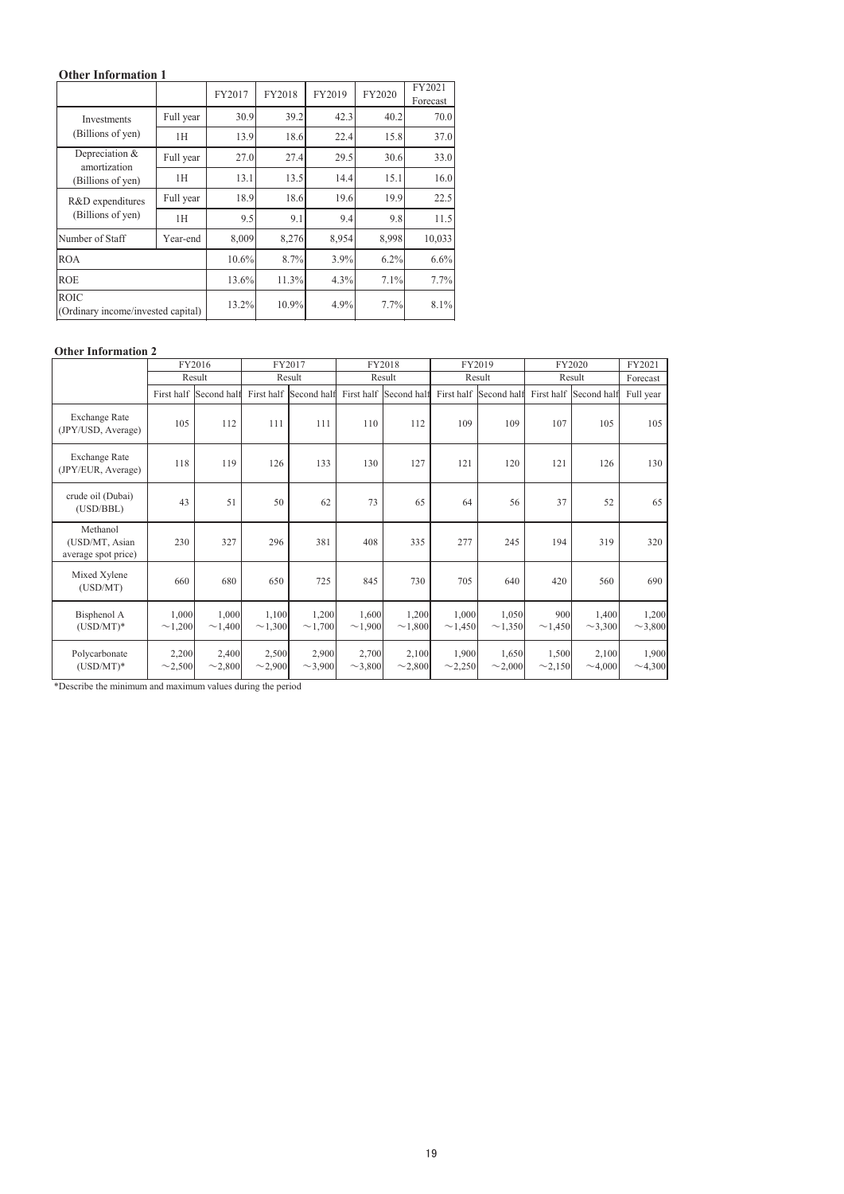**Other Information 1**

| | | FY2017 | FY2018 | FY2019 | FY2020 | FY2021 Forecast |
|---|---|---|---|---|---|---|
| Investments (Billions of yen) | Full year | 30.9 | 39.2 | 42.3 | 40.2 | 70.0 |
| | 1H | 13.9 | 18.6 | 22.4 | 15.8 | 37.0 |
| Depreciation & amortization (Billions of yen) | Full year | 27.0 | 27.4 | 29.5 | 30.6 | 33.0 |
| | 1H | 13.1 | 13.5 | 14.4 | 15.1 | 16.0 |
| R&D expenditures (Billions of yen) | Full year | 18.9 | 18.6 | 19.6 | 19.9 | 22.5 |
| | 1H | 9.5 | 9.1 | 9.4 | 9.8 | 11.5 |
| Number of Staff | Year-end | 8,009 | 8,276 | 8,954 | 8,998 | 10,033 |
| ROA | | 10.6% | 8.7% | 3.9% | 6.2% | 6.6% |
| ROE | | 13.6% | 11.3% | 4.3% | 7.1% | 7.7% |
| ROIC (Ordinary income/invested capital) | | 13.2% | 10.9% | 4.9% | 7.7% | 8.1% |

**Other Information 2**

| | FY2016 Result | | FY2017 Result | | FY2018 Result | | FY2019 Result | | FY2020 Result | | FY2021 Forecast |
|---|---|---|---|---|---|---|---|---|---|---|---|
| | First half | Second half | First half | Second half | First half | Second half | First half | Second half | First half | Second half | Full year |
| Exchange Rate (JPY/USD, Average) | 105 | 112 | 111 | 111 | 110 | 112 | 109 | 109 | 107 | 105 | 105 |
| Exchange Rate (JPY/EUR, Average) | 118 | 119 | 126 | 133 | 130 | 127 | 121 | 120 | 121 | 126 | 130 |
| crude oil (Dubai) (USD/BBL) | 43 | 51 | 50 | 62 | 73 | 65 | 64 | 56 | 37 | 52 | 65 |
| Methanol (USD/MT, Asian average spot price) | 230 | 327 | 296 | 381 | 408 | 335 | 277 | 245 | 194 | 319 | 320 |
| Mixed Xylene (USD/MT) | 660 | 680 | 650 | 725 | 845 | 730 | 705 | 640 | 420 | 560 | 690 |
| Bisphenol A (USD/MT)* | 1,000 ～1,200 | 1,000 ～1,400 | 1,100 ～1,300 | 1,200 ～1,700 | 1,600 ～1,900 | 1,200 ～1,800 | 1,000 ～1,450 | 1,050 ～1,350 | 900 ～1,450 | 1,400 ～3,300 | 1,200 ～3,800 |
| Polycarbonate (USD/MT)* | 2,200 ～2,500 | 2,400 ～2,800 | 2,500 ～2,900 | 2,900 ～3,900 | 2,700 ～3,800 | 2,100 ～2,800 | 1,900 ～2,250 | 1,650 ～2,000 | 1,500 ～2,150 | 2,100 ～4,000 | 1,900 ～4,300 |

*Describe the minimum and maximum values during the period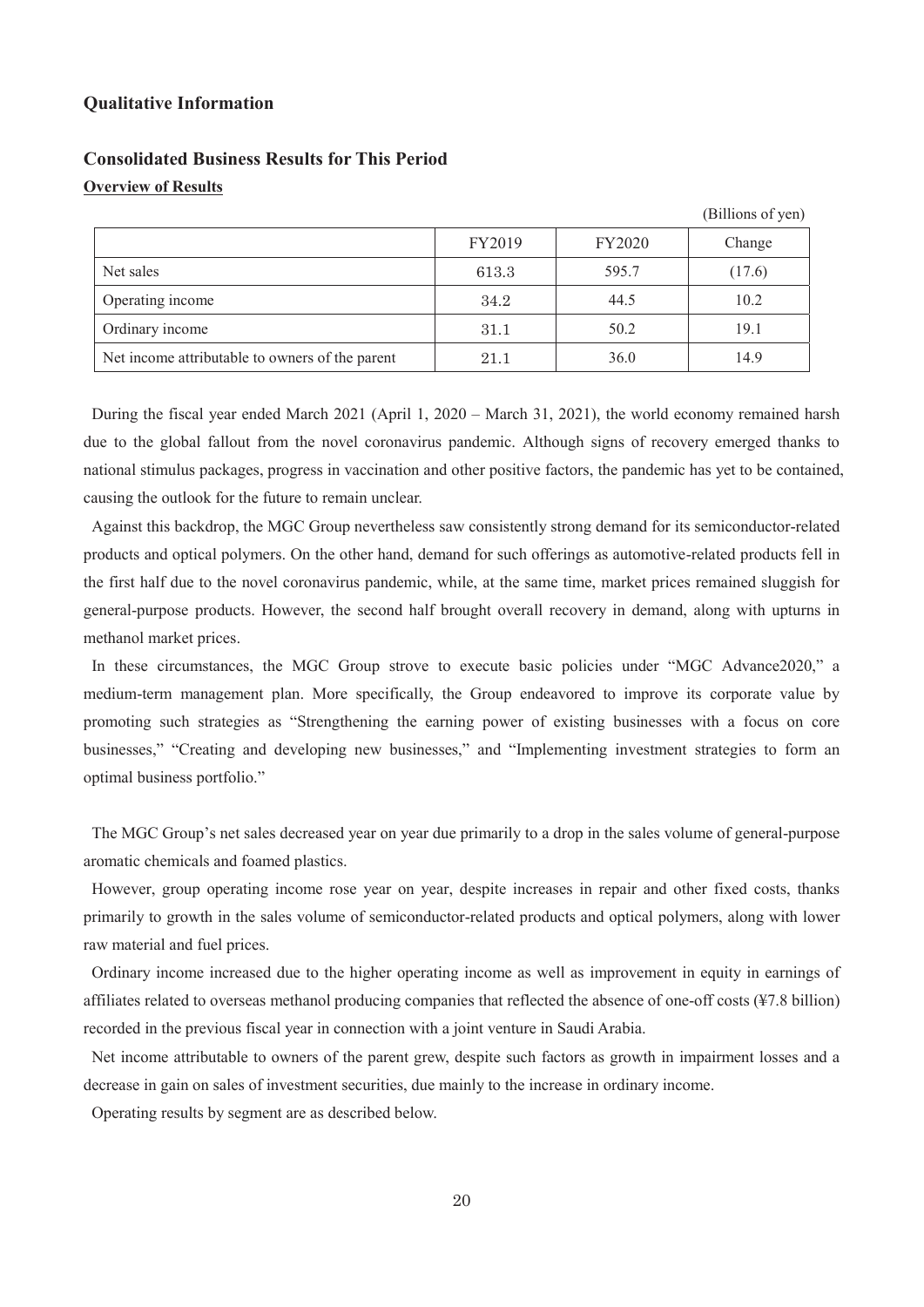## Qualitative Information

### Consolidated Business Results for This Period

**Overview of Results**

(Billions of yen)

| | FY2019 | FY2020 | Change |
|---|---|---|---|
| Net sales | 613.3 | 595.7 | (17.6) |
| Operating income | 34.2 | 44.5 | 10.2 |
| Ordinary income | 31.1 | 50.2 | 19.1 |
| Net income attributable to owners of the parent | 21.1 | 36.0 | 14.9 |

During the fiscal year ended March 2021 (April 1, 2020 – March 31, 2021), the world economy remained harsh due to the global fallout from the novel coronavirus pandemic. Although signs of recovery emerged thanks to national stimulus packages, progress in vaccination and other positive factors, the pandemic has yet to be contained, causing the outlook for the future to remain unclear.

Against this backdrop, the MGC Group nevertheless saw consistently strong demand for its semiconductor-related products and optical polymers. On the other hand, demand for such offerings as automotive-related products fell in the first half due to the novel coronavirus pandemic, while, at the same time, market prices remained sluggish for general-purpose products. However, the second half brought overall recovery in demand, along with upturns in methanol market prices.

In these circumstances, the MGC Group strove to execute basic policies under "MGC Advance2020," a medium-term management plan. More specifically, the Group endeavored to improve its corporate value by promoting such strategies as "Strengthening the earning power of existing businesses with a focus on core businesses," "Creating and developing new businesses," and "Implementing investment strategies to form an optimal business portfolio."

The MGC Group's net sales decreased year on year due primarily to a drop in the sales volume of general-purpose aromatic chemicals and foamed plastics.

However, group operating income rose year on year, despite increases in repair and other fixed costs, thanks primarily to growth in the sales volume of semiconductor-related products and optical polymers, along with lower raw material and fuel prices.

Ordinary income increased due to the higher operating income as well as improvement in equity in earnings of affiliates related to overseas methanol producing companies that reflected the absence of one-off costs (¥7.8 billion) recorded in the previous fiscal year in connection with a joint venture in Saudi Arabia.

Net income attributable to owners of the parent grew, despite such factors as growth in impairment losses and a decrease in gain on sales of investment securities, due mainly to the increase in ordinary income.

Operating results by segment are as described below.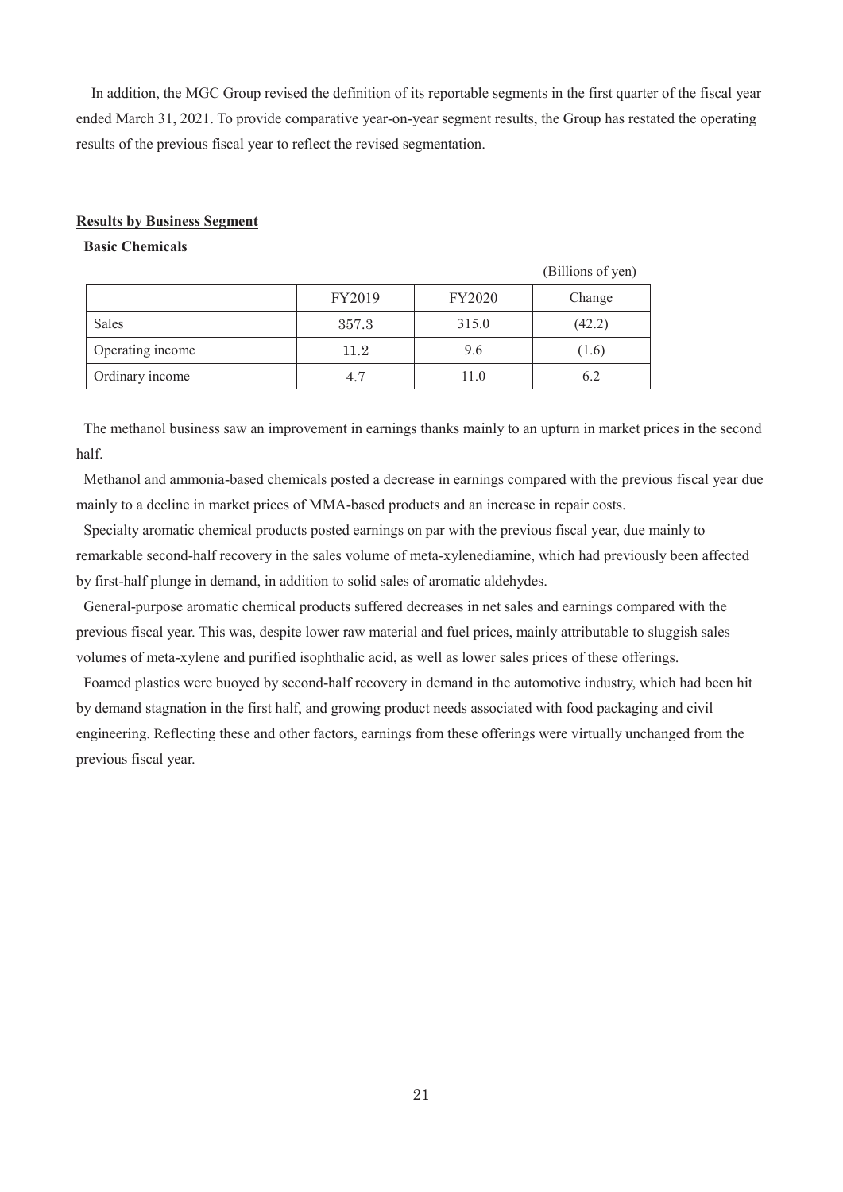In addition, the MGC Group revised the definition of its reportable segments in the first quarter of the fiscal year ended March 31, 2021. To provide comparative year-on-year segment results, the Group has restated the operating results of the previous fiscal year to reflect the revised segmentation.

**Results by Business Segment**

**Basic Chemicals**

(Billions of yen)

| | FY2019 | FY2020 | Change |
|---|---|---|---|
| Sales | 357.3 | 315.0 | (42.2) |
| Operating income | 11.2 | 9.6 | (1.6) |
| Ordinary income | 4.7 | 11.0 | 6.2 |

The methanol business saw an improvement in earnings thanks mainly to an upturn in market prices in the second half.

Methanol and ammonia-based chemicals posted a decrease in earnings compared with the previous fiscal year due mainly to a decline in market prices of MMA-based products and an increase in repair costs.

Specialty aromatic chemical products posted earnings on par with the previous fiscal year, due mainly to remarkable second-half recovery in the sales volume of meta-xylenediamine, which had previously been affected by first-half plunge in demand, in addition to solid sales of aromatic aldehydes.

General-purpose aromatic chemical products suffered decreases in net sales and earnings compared with the previous fiscal year. This was, despite lower raw material and fuel prices, mainly attributable to sluggish sales volumes of meta-xylene and purified isophthalic acid, as well as lower sales prices of these offerings.

Foamed plastics were buoyed by second-half recovery in demand in the automotive industry, which had been hit by demand stagnation in the first half, and growing product needs associated with food packaging and civil engineering. Reflecting these and other factors, earnings from these offerings were virtually unchanged from the previous fiscal year.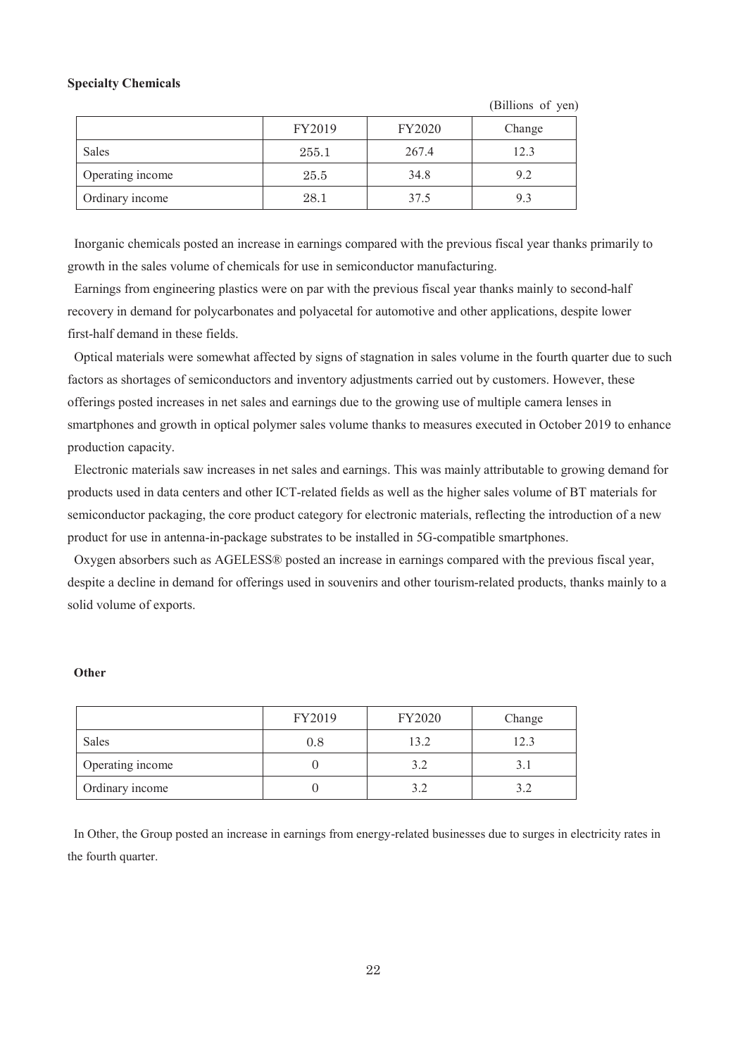**Specialty Chemicals**

(Billions of yen)

| | FY2019 | FY2020 | Change |
|---|---|---|---|
| Sales | 255.1 | 267.4 | 12.3 |
| Operating income | 25.5 | 34.8 | 9.2 |
| Ordinary income | 28.1 | 37.5 | 9.3 |

Inorganic chemicals posted an increase in earnings compared with the previous fiscal year thanks primarily to growth in the sales volume of chemicals for use in semiconductor manufacturing.

Earnings from engineering plastics were on par with the previous fiscal year thanks mainly to second-half recovery in demand for polycarbonates and polyacetal for automotive and other applications, despite lower first-half demand in these fields.

Optical materials were somewhat affected by signs of stagnation in sales volume in the fourth quarter due to such factors as shortages of semiconductors and inventory adjustments carried out by customers. However, these offerings posted increases in net sales and earnings due to the growing use of multiple camera lenses in smartphones and growth in optical polymer sales volume thanks to measures executed in October 2019 to enhance production capacity.

Electronic materials saw increases in net sales and earnings. This was mainly attributable to growing demand for products used in data centers and other ICT-related fields as well as the higher sales volume of BT materials for semiconductor packaging, the core product category for electronic materials, reflecting the introduction of a new product for use in antenna-in-package substrates to be installed in 5G-compatible smartphones.

Oxygen absorbers such as AGELESS® posted an increase in earnings compared with the previous fiscal year, despite a decline in demand for offerings used in souvenirs and other tourism-related products, thanks mainly to a solid volume of exports.

**Other**

| | FY2019 | FY2020 | Change |
|---|---|---|---|
| Sales | 0.8 | 13.2 | 12.3 |
| Operating income | 0 | 3.2 | 3.1 |
| Ordinary income | 0 | 3.2 | 3.2 |

In Other, the Group posted an increase in earnings from energy-related businesses due to surges in electricity rates in the fourth quarter.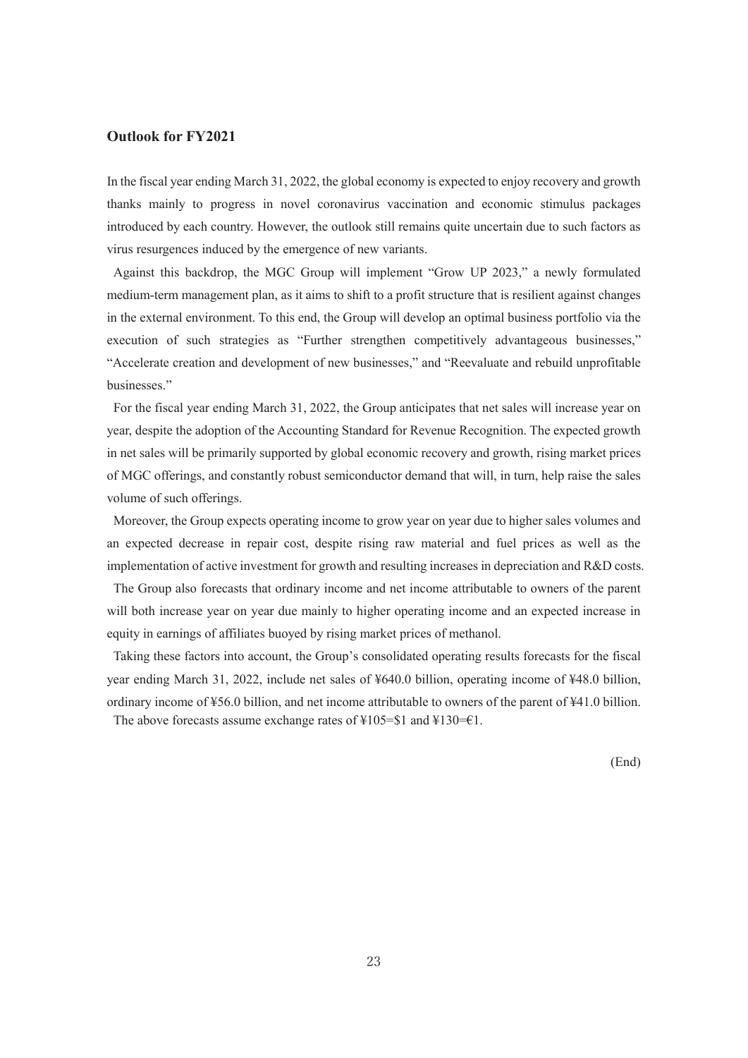## Outlook for FY2021

In the fiscal year ending March 31, 2022, the global economy is expected to enjoy recovery and growth thanks mainly to progress in novel coronavirus vaccination and economic stimulus packages introduced by each country. However, the outlook still remains quite uncertain due to such factors as virus resurgences induced by the emergence of new variants.

Against this backdrop, the MGC Group will implement “Grow UP 2023,” a newly formulated medium-term management plan, as it aims to shift to a profit structure that is resilient against changes in the external environment. To this end, the Group will develop an optimal business portfolio via the execution of such strategies as “Further strengthen competitively advantageous businesses,” “Accelerate creation and development of new businesses,” and “Reevaluate and rebuild unprofitable businesses.”

For the fiscal year ending March 31, 2022, the Group anticipates that net sales will increase year on year, despite the adoption of the Accounting Standard for Revenue Recognition. The expected growth in net sales will be primarily supported by global economic recovery and growth, rising market prices of MGC offerings, and constantly robust semiconductor demand that will, in turn, help raise the sales volume of such offerings.

Moreover, the Group expects operating income to grow year on year due to higher sales volumes and an expected decrease in repair cost, despite rising raw material and fuel prices as well as the implementation of active investment for growth and resulting increases in depreciation and R&D costs.

The Group also forecasts that ordinary income and net income attributable to owners of the parent will both increase year on year due mainly to higher operating income and an expected increase in equity in earnings of affiliates buoyed by rising market prices of methanol.

Taking these factors into account, the Group’s consolidated operating results forecasts for the fiscal year ending March 31, 2022, include net sales of ¥640.0 billion, operating income of ¥48.0 billion, ordinary income of ¥56.0 billion, and net income attributable to owners of the parent of ¥41.0 billion.

The above forecasts assume exchange rates of ¥105=\$1 and ¥130=€1.

(End)